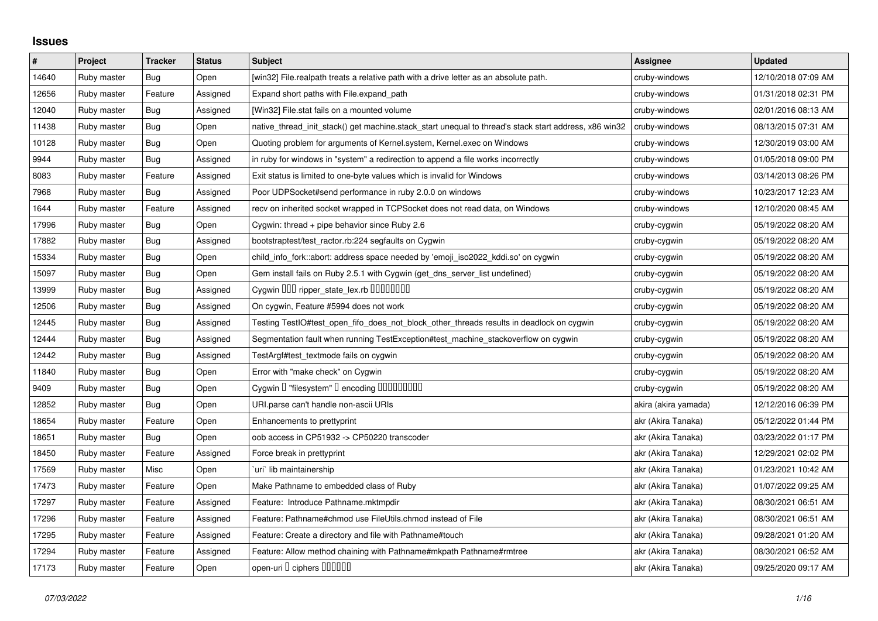## Issues

| # | Project | Tracker | Status | Subject | Assignee | Updated |
|---|---|---|---|---|---|---|
| 14640 | Ruby master | Bug | Open | [win32] File.realpath treats a relative path with a drive letter as an absolute path. | cruby-windows | 12/10/2018 07:09 AM |
| 12656 | Ruby master | Feature | Assigned | Expand short paths with File.expand_path | cruby-windows | 01/31/2018 02:31 PM |
| 12040 | Ruby master | Bug | Assigned | [Win32] File.stat fails on a mounted volume | cruby-windows | 02/01/2016 08:13 AM |
| 11438 | Ruby master | Bug | Open | native_thread_init_stack() get machine.stack_start unequal to thread's stack start address, x86 win32 | cruby-windows | 08/13/2015 07:31 AM |
| 10128 | Ruby master | Bug | Open | Quoting problem for arguments of Kernel.system, Kernel.exec on Windows | cruby-windows | 12/30/2019 03:00 AM |
| 9944 | Ruby master | Bug | Assigned | in ruby for windows in "system" a redirection to append a file works incorrectly | cruby-windows | 01/05/2018 09:00 PM |
| 8083 | Ruby master | Feature | Assigned | Exit status is limited to one-byte values which is invalid for Windows | cruby-windows | 03/14/2013 08:26 PM |
| 7968 | Ruby master | Bug | Assigned | Poor UDPSocket#send performance in ruby 2.0.0 on windows | cruby-windows | 10/23/2017 12:23 AM |
| 1644 | Ruby master | Feature | Assigned | recv on inherited socket wrapped in TCPSocket does not read data, on Windows | cruby-windows | 12/10/2020 08:45 AM |
| 17996 | Ruby master | Bug | Open | Cygwin: thread + pipe behavior since Ruby 2.6 | cruby-cygwin | 05/19/2022 08:20 AM |
| 17882 | Ruby master | Bug | Assigned | bootstraptest/test_ractor.rb:224 segfaults on Cygwin | cruby-cygwin | 05/19/2022 08:20 AM |
| 15334 | Ruby master | Bug | Open | child_info_fork::abort: address space needed by 'emoji_iso2022_kddi.so' on cygwin | cruby-cygwin | 05/19/2022 08:20 AM |
| 15097 | Ruby master | Bug | Open | Gem install fails on Ruby 2.5.1 with Cygwin (get_dns_server_list undefined) | cruby-cygwin | 05/19/2022 08:20 AM |
| 13999 | Ruby master | Bug | Assigned | Cygwin ��� ripper_state_lex.rb �������� | cruby-cygwin | 05/19/2022 08:20 AM |
| 12506 | Ruby master | Bug | Assigned | On cygwin, Feature #5994 does not work | cruby-cygwin | 05/19/2022 08:20 AM |
| 12445 | Ruby master | Bug | Assigned | Testing TestIO#test_open_fifo_does_not_block_other_threads results in deadlock on cygwin | cruby-cygwin | 05/19/2022 08:20 AM |
| 12444 | Ruby master | Bug | Assigned | Segmentation fault when running TestException#test_machine_stackoverflow on cygwin | cruby-cygwin | 05/19/2022 08:20 AM |
| 12442 | Ruby master | Bug | Assigned | TestArgf#test_textmode fails on cygwin | cruby-cygwin | 05/19/2022 08:20 AM |
| 11840 | Ruby master | Bug | Open | Error with "make check" on Cygwin | cruby-cygwin | 05/19/2022 08:20 AM |
| 9409 | Ruby master | Bug | Open | Cygwin � "filesystem" � encoding ��������� | cruby-cygwin | 05/19/2022 08:20 AM |
| 12852 | Ruby master | Bug | Open | URI.parse can't handle non-ascii URIs | akira (akira yamada) | 12/12/2016 06:39 PM |
| 18654 | Ruby master | Feature | Open | Enhancements to prettyprint | akr (Akira Tanaka) | 05/12/2022 01:44 PM |
| 18651 | Ruby master | Bug | Open | oob access in CP51932 -> CP50220 transcoder | akr (Akira Tanaka) | 03/23/2022 01:17 PM |
| 18450 | Ruby master | Feature | Assigned | Force break in prettyprint | akr (Akira Tanaka) | 12/29/2021 02:02 PM |
| 17569 | Ruby master | Misc | Open | `uri` lib maintainership | akr (Akira Tanaka) | 01/23/2021 10:42 AM |
| 17473 | Ruby master | Feature | Open | Make Pathname to embedded class of Ruby | akr (Akira Tanaka) | 01/07/2022 09:25 AM |
| 17297 | Ruby master | Feature | Assigned | Feature: Introduce Pathname.mktmpdir | akr (Akira Tanaka) | 08/30/2021 06:51 AM |
| 17296 | Ruby master | Feature | Assigned | Feature: Pathname#chmod use FileUtils.chmod instead of File | akr (Akira Tanaka) | 08/30/2021 06:51 AM |
| 17295 | Ruby master | Feature | Assigned | Feature: Create a directory and file with Pathname#touch | akr (Akira Tanaka) | 09/28/2021 01:20 AM |
| 17294 | Ruby master | Feature | Assigned | Feature: Allow method chaining with Pathname#mkpath Pathname#rmtree | akr (Akira Tanaka) | 08/30/2021 06:52 AM |
| 17173 | Ruby master | Feature | Open | open-uri � ciphers ������ | akr (Akira Tanaka) | 09/25/2020 09:17 AM |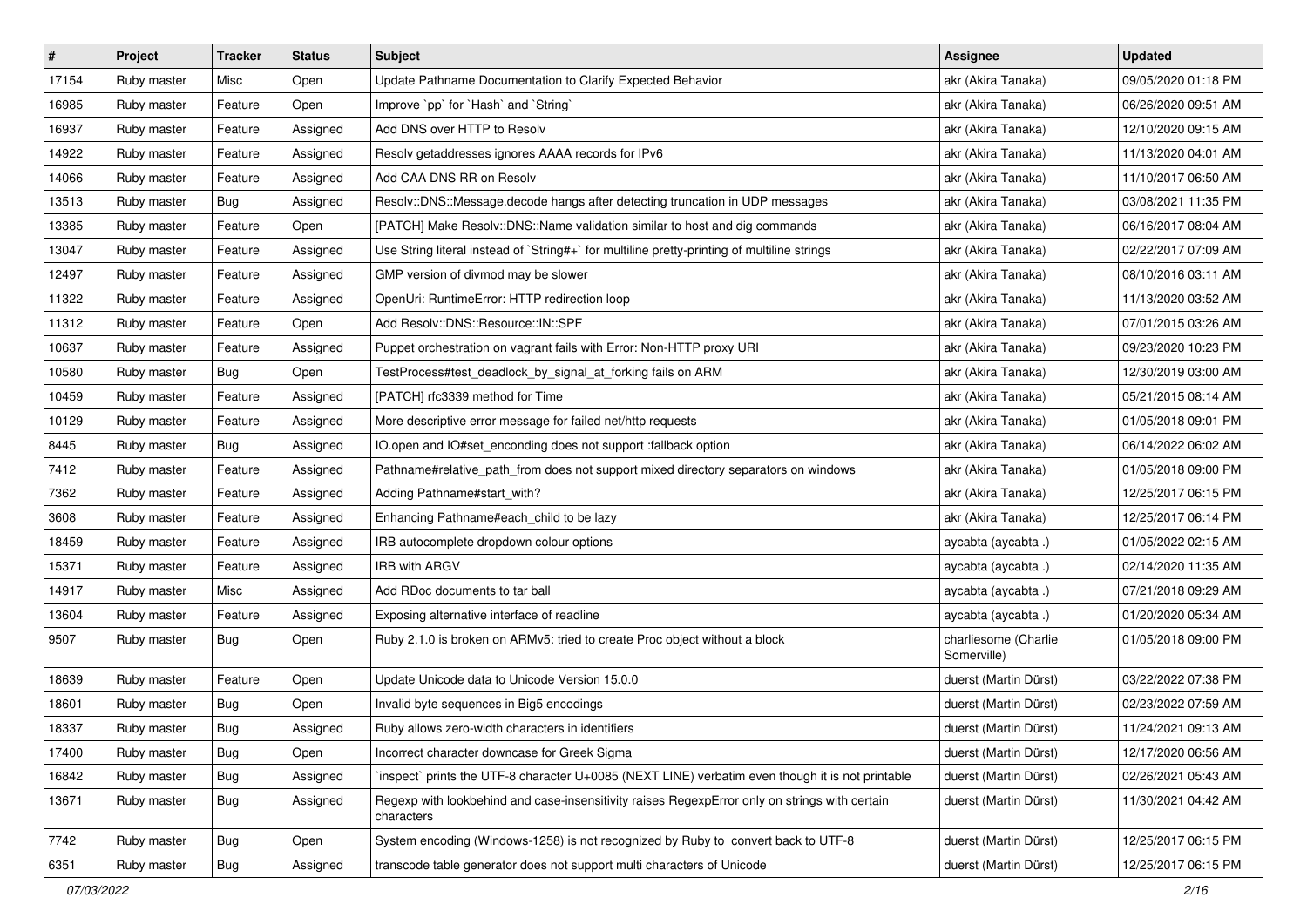| # | Project | Tracker | Status | Subject | Assignee | Updated |
|---|---|---|---|---|---|---|
| 17154 | Ruby master | Misc | Open | Update Pathname Documentation to Clarify Expected Behavior | akr (Akira Tanaka) | 09/05/2020 01:18 PM |
| 16985 | Ruby master | Feature | Open | Improve `pp` for `Hash` and `String` | akr (Akira Tanaka) | 06/26/2020 09:51 AM |
| 16937 | Ruby master | Feature | Assigned | Add DNS over HTTP to Resolv | akr (Akira Tanaka) | 12/10/2020 09:15 AM |
| 14922 | Ruby master | Feature | Assigned | Resolv getaddresses ignores AAAA records for IPv6 | akr (Akira Tanaka) | 11/13/2020 04:01 AM |
| 14066 | Ruby master | Feature | Assigned | Add CAA DNS RR on Resolv | akr (Akira Tanaka) | 11/10/2017 06:50 AM |
| 13513 | Ruby master | Bug | Assigned | Resolv::DNS::Message.decode hangs after detecting truncation in UDP messages | akr (Akira Tanaka) | 03/08/2021 11:35 PM |
| 13385 | Ruby master | Feature | Open | [PATCH] Make Resolv::DNS::Name validation similar to host and dig commands | akr (Akira Tanaka) | 06/16/2017 08:04 AM |
| 13047 | Ruby master | Feature | Assigned | Use String literal instead of `String#+` for multiline pretty-printing of multiline strings | akr (Akira Tanaka) | 02/22/2017 07:09 AM |
| 12497 | Ruby master | Feature | Assigned | GMP version of divmod may be slower | akr (Akira Tanaka) | 08/10/2016 03:11 AM |
| 11322 | Ruby master | Feature | Assigned | OpenUri: RuntimeError: HTTP redirection loop | akr (Akira Tanaka) | 11/13/2020 03:52 AM |
| 11312 | Ruby master | Feature | Open | Add Resolv::DNS::Resource::IN::SPF | akr (Akira Tanaka) | 07/01/2015 03:26 AM |
| 10637 | Ruby master | Feature | Assigned | Puppet orchestration on vagrant fails with Error: Non-HTTP proxy URI | akr (Akira Tanaka) | 09/23/2020 10:23 PM |
| 10580 | Ruby master | Bug | Open | TestProcess#test_deadlock_by_signal_at_forking fails on ARM | akr (Akira Tanaka) | 12/30/2019 03:00 AM |
| 10459 | Ruby master | Feature | Assigned | [PATCH] rfc3339 method for Time | akr (Akira Tanaka) | 05/21/2015 08:14 AM |
| 10129 | Ruby master | Feature | Assigned | More descriptive error message for failed net/http requests | akr (Akira Tanaka) | 01/05/2018 09:01 PM |
| 8445 | Ruby master | Bug | Assigned | IO.open and IO#set_enconding does not support :fallback option | akr (Akira Tanaka) | 06/14/2022 06:02 AM |
| 7412 | Ruby master | Feature | Assigned | Pathname#relative_path_from does not support mixed directory separators on windows | akr (Akira Tanaka) | 01/05/2018 09:00 PM |
| 7362 | Ruby master | Feature | Assigned | Adding Pathname#start_with? | akr (Akira Tanaka) | 12/25/2017 06:15 PM |
| 3608 | Ruby master | Feature | Assigned | Enhancing Pathname#each_child to be lazy | akr (Akira Tanaka) | 12/25/2017 06:14 PM |
| 18459 | Ruby master | Feature | Assigned | IRB autocomplete dropdown colour options | aycabta (aycabta .) | 01/05/2022 02:15 AM |
| 15371 | Ruby master | Feature | Assigned | IRB with ARGV | aycabta (aycabta .) | 02/14/2020 11:35 AM |
| 14917 | Ruby master | Misc | Assigned | Add RDoc documents to tar ball | aycabta (aycabta .) | 07/21/2018 09:29 AM |
| 13604 | Ruby master | Feature | Assigned | Exposing alternative interface of readline | aycabta (aycabta .) | 01/20/2020 05:34 AM |
| 9507 | Ruby master | Bug | Open | Ruby 2.1.0 is broken on ARMv5: tried to create Proc object without a block | charliesome (Charlie Somerville) | 01/05/2018 09:00 PM |
| 18639 | Ruby master | Feature | Open | Update Unicode data to Unicode Version 15.0.0 | duerst (Martin Dürst) | 03/22/2022 07:38 PM |
| 18601 | Ruby master | Bug | Open | Invalid byte sequences in Big5 encodings | duerst (Martin Dürst) | 02/23/2022 07:59 AM |
| 18337 | Ruby master | Bug | Assigned | Ruby allows zero-width characters in identifiers | duerst (Martin Dürst) | 11/24/2021 09:13 AM |
| 17400 | Ruby master | Bug | Open | Incorrect character downcase for Greek Sigma | duerst (Martin Dürst) | 12/17/2020 06:56 AM |
| 16842 | Ruby master | Bug | Assigned | `inspect` prints the UTF-8 character U+0085 (NEXT LINE) verbatim even though it is not printable | duerst (Martin Dürst) | 02/26/2021 05:43 AM |
| 13671 | Ruby master | Bug | Assigned | Regexp with lookbehind and case-insensitivity raises RegexpError only on strings with certain characters | duerst (Martin Dürst) | 11/30/2021 04:42 AM |
| 7742 | Ruby master | Bug | Open | System encoding (Windows-1258) is not recognized by Ruby to convert back to UTF-8 | duerst (Martin Dürst) | 12/25/2017 06:15 PM |
| 6351 | Ruby master | Bug | Assigned | transcode table generator does not support multi characters of Unicode | duerst (Martin Dürst) | 12/25/2017 06:15 PM |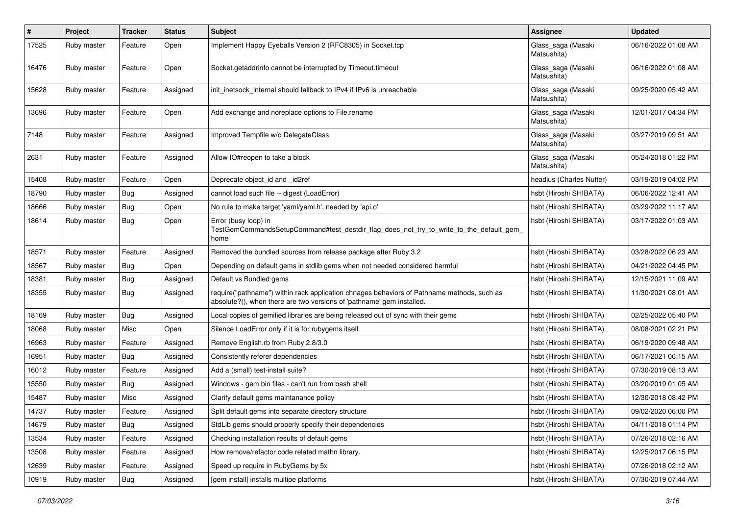| # | Project | Tracker | Status | Subject | Assignee | Updated |
|---|---|---|---|---|---|---|
| 17525 | Ruby master | Feature | Open | Implement Happy Eyeballs Version 2 (RFC8305) in Socket.tcp | Glass_saga (Masaki Matsushita) | 06/16/2022 01:08 AM |
| 16476 | Ruby master | Feature | Open | Socket.getaddrinfo cannot be interrupted by Timeout.timeout | Glass_saga (Masaki Matsushita) | 06/16/2022 01:08 AM |
| 15628 | Ruby master | Feature | Assigned | init_inetsock_internal should fallback to IPv4 if IPv6 is unreachable | Glass_saga (Masaki Matsushita) | 09/25/2020 05:42 AM |
| 13696 | Ruby master | Feature | Open | Add exchange and noreplace options to File.rename | Glass_saga (Masaki Matsushita) | 12/01/2017 04:34 PM |
| 7148 | Ruby master | Feature | Assigned | Improved Tempfile w/o DelegateClass | Glass_saga (Masaki Matsushita) | 03/27/2019 09:51 AM |
| 2631 | Ruby master | Feature | Assigned | Allow IO#reopen to take a block | Glass_saga (Masaki Matsushita) | 05/24/2018 01:22 PM |
| 15408 | Ruby master | Feature | Open | Deprecate object_id and _id2ref | headius (Charles Nutter) | 03/19/2019 04:02 PM |
| 18790 | Ruby master | Bug | Assigned | cannot load such file -- digest (LoadError) | hsbt (Hiroshi SHIBATA) | 06/06/2022 12:41 AM |
| 18666 | Ruby master | Bug | Open | No rule to make target 'yaml/yaml.h', needed by 'api.o' | hsbt (Hiroshi SHIBATA) | 03/29/2022 11:17 AM |
| 18614 | Ruby master | Bug | Open | Error (busy loop) in TestGemCommandsSetupCommand#test_destdir_flag_does_not_try_to_write_to_the_default_gem_home | hsbt (Hiroshi SHIBATA) | 03/17/2022 01:03 AM |
| 18571 | Ruby master | Feature | Assigned | Removed the bundled sources from release package after Ruby 3.2 | hsbt (Hiroshi SHIBATA) | 03/28/2022 06:23 AM |
| 18567 | Ruby master | Bug | Open | Depending on default gems in stdlib gems when not needed considered harmful | hsbt (Hiroshi SHIBATA) | 04/21/2022 04:45 PM |
| 18381 | Ruby master | Bug | Assigned | Default vs Bundled gems | hsbt (Hiroshi SHIBATA) | 12/15/2021 11:09 AM |
| 18355 | Ruby master | Bug | Assigned | require("pathname") within rack application chnages behaviors of Pathname methods, such as absolute?(), when there are two versions of 'pathname' gem installed. | hsbt (Hiroshi SHIBATA) | 11/30/2021 08:01 AM |
| 18169 | Ruby master | Bug | Assigned | Local copies of gemified libraries are being released out of sync with their gems | hsbt (Hiroshi SHIBATA) | 02/25/2022 05:40 PM |
| 18068 | Ruby master | Misc | Open | Silence LoadError only if it is for rubygems itself | hsbt (Hiroshi SHIBATA) | 08/08/2021 02:21 PM |
| 16963 | Ruby master | Feature | Assigned | Remove English.rb from Ruby 2.8/3.0 | hsbt (Hiroshi SHIBATA) | 06/19/2020 09:48 AM |
| 16951 | Ruby master | Bug | Assigned | Consistently referer dependencies | hsbt (Hiroshi SHIBATA) | 06/17/2021 06:15 AM |
| 16012 | Ruby master | Feature | Assigned | Add a (small) test-install suite? | hsbt (Hiroshi SHIBATA) | 07/30/2019 08:13 AM |
| 15550 | Ruby master | Bug | Assigned | Windows - gem bin files - can't run from bash shell | hsbt (Hiroshi SHIBATA) | 03/20/2019 01:05 AM |
| 15487 | Ruby master | Misc | Assigned | Clarify default gems maintanance policy | hsbt (Hiroshi SHIBATA) | 12/30/2018 08:42 PM |
| 14737 | Ruby master | Feature | Assigned | Split default gems into separate directory structure | hsbt (Hiroshi SHIBATA) | 09/02/2020 06:00 PM |
| 14679 | Ruby master | Bug | Assigned | StdLib gems should properly specify their dependencies | hsbt (Hiroshi SHIBATA) | 04/11/2018 01:14 PM |
| 13534 | Ruby master | Feature | Assigned | Checking installation results of default gems | hsbt (Hiroshi SHIBATA) | 07/26/2018 02:16 AM |
| 13508 | Ruby master | Feature | Assigned | How remove/refactor code related mathn library. | hsbt (Hiroshi SHIBATA) | 12/25/2017 06:15 PM |
| 12639 | Ruby master | Feature | Assigned | Speed up require in RubyGems by 5x | hsbt (Hiroshi SHIBATA) | 07/26/2018 02:12 AM |
| 10919 | Ruby master | Bug | Assigned | [gem install] installs multipe platforms | hsbt (Hiroshi SHIBATA) | 07/30/2019 07:44 AM |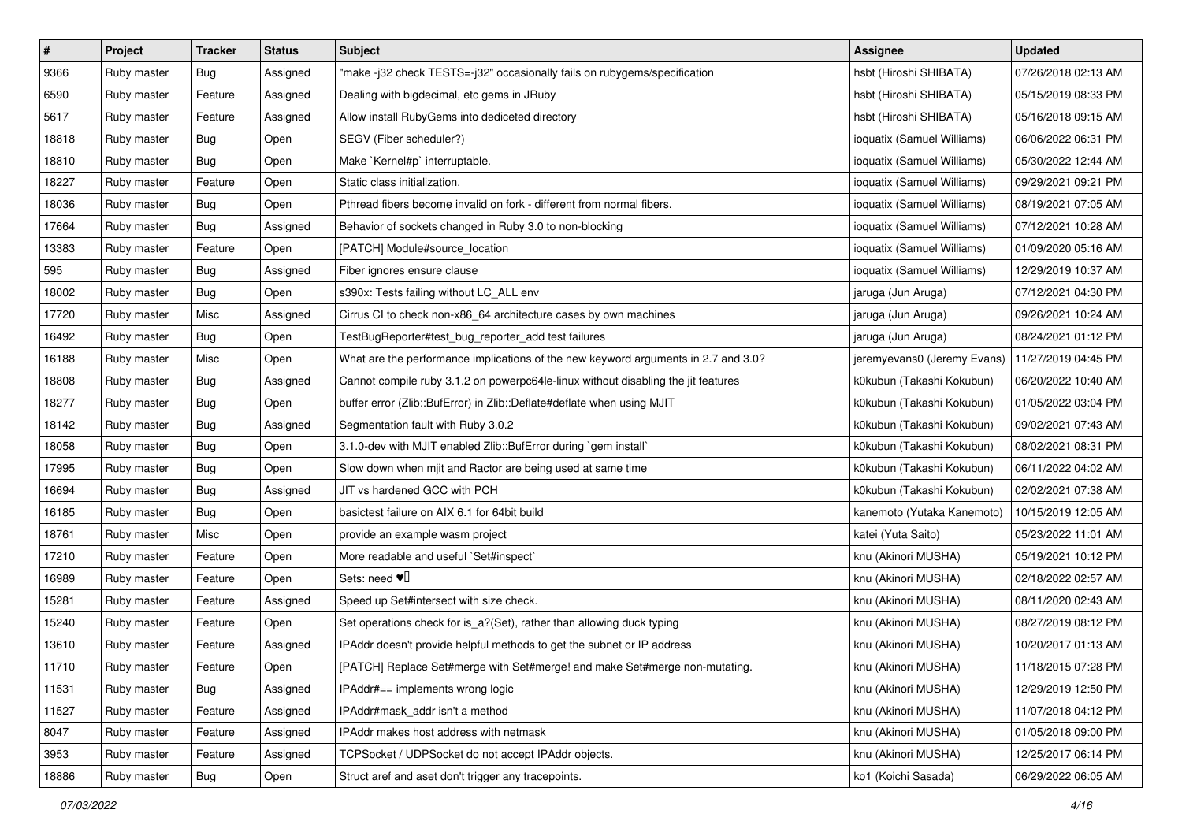| # | Project | Tracker | Status | Subject | Assignee | Updated |
|---|---|---|---|---|---|---|
| 9366 | Ruby master | Bug | Assigned | "make -j32 check TESTS=-j32" occasionally fails on rubygems/specification | hsbt (Hiroshi SHIBATA) | 07/26/2018 02:13 AM |
| 6590 | Ruby master | Feature | Assigned | Dealing with bigdecimal, etc gems in JRuby | hsbt (Hiroshi SHIBATA) | 05/15/2019 08:33 PM |
| 5617 | Ruby master | Feature | Assigned | Allow install RubyGems into dediceted directory | hsbt (Hiroshi SHIBATA) | 05/16/2018 09:15 AM |
| 18818 | Ruby master | Bug | Open | SEGV (Fiber scheduler?) | ioquatix (Samuel Williams) | 06/06/2022 06:31 PM |
| 18810 | Ruby master | Bug | Open | Make `Kernel#p` interruptable. | ioquatix (Samuel Williams) | 05/30/2022 12:44 AM |
| 18227 | Ruby master | Feature | Open | Static class initialization. | ioquatix (Samuel Williams) | 09/29/2021 09:21 PM |
| 18036 | Ruby master | Bug | Open | Pthread fibers become invalid on fork - different from normal fibers. | ioquatix (Samuel Williams) | 08/19/2021 07:05 AM |
| 17664 | Ruby master | Bug | Assigned | Behavior of sockets changed in Ruby 3.0 to non-blocking | ioquatix (Samuel Williams) | 07/12/2021 10:28 AM |
| 13383 | Ruby master | Feature | Open | [PATCH] Module#source_location | ioquatix (Samuel Williams) | 01/09/2020 05:16 AM |
| 595 | Ruby master | Bug | Assigned | Fiber ignores ensure clause | ioquatix (Samuel Williams) | 12/29/2019 10:37 AM |
| 18002 | Ruby master | Bug | Open | s390x: Tests failing without LC_ALL env | jaruga (Jun Aruga) | 07/12/2021 04:30 PM |
| 17720 | Ruby master | Misc | Assigned | Cirrus CI to check non-x86_64 architecture cases by own machines | jaruga (Jun Aruga) | 09/26/2021 10:24 AM |
| 16492 | Ruby master | Bug | Open | TestBugReporter#test_bug_reporter_add test failures | jaruga (Jun Aruga) | 08/24/2021 01:12 PM |
| 16188 | Ruby master | Misc | Open | What are the performance implications of the new keyword arguments in 2.7 and 3.0? | jeremyevans0 (Jeremy Evans) | 11/27/2019 04:45 PM |
| 18808 | Ruby master | Bug | Assigned | Cannot compile ruby 3.1.2 on powerpc64le-linux without disabling the jit features | k0kubun (Takashi Kokubun) | 06/20/2022 10:40 AM |
| 18277 | Ruby master | Bug | Open | buffer error (Zlib::BufError) in Zlib::Deflate#deflate when using MJIT | k0kubun (Takashi Kokubun) | 01/05/2022 03:04 PM |
| 18142 | Ruby master | Bug | Assigned | Segmentation fault with Ruby 3.0.2 | k0kubun (Takashi Kokubun) | 09/02/2021 07:43 AM |
| 18058 | Ruby master | Bug | Open | 3.1.0-dev with MJIT enabled Zlib::BufError during `gem install` | k0kubun (Takashi Kokubun) | 08/02/2021 08:31 PM |
| 17995 | Ruby master | Bug | Open | Slow down when mjit and Ractor are being used at same time | k0kubun (Takashi Kokubun) | 06/11/2022 04:02 AM |
| 16694 | Ruby master | Bug | Assigned | JIT vs hardened GCC with PCH | k0kubun (Takashi Kokubun) | 02/02/2021 07:38 AM |
| 16185 | Ruby master | Bug | Open | basictest failure on AIX 6.1 for 64bit build | kanemoto (Yutaka Kanemoto) | 10/15/2019 12:05 AM |
| 18761 | Ruby master | Misc | Open | provide an example wasm project | katei (Yuta Saito) | 05/23/2022 11:01 AM |
| 17210 | Ruby master | Feature | Open | More readable and useful `Set#inspect` | knu (Akinori MUSHA) | 05/19/2021 10:12 PM |
| 16989 | Ruby master | Feature | Open | Sets: need ♥️ | knu (Akinori MUSHA) | 02/18/2022 02:57 AM |
| 15281 | Ruby master | Feature | Assigned | Speed up Set#intersect with size check. | knu (Akinori MUSHA) | 08/11/2020 02:43 AM |
| 15240 | Ruby master | Feature | Open | Set operations check for is_a?(Set), rather than allowing duck typing | knu (Akinori MUSHA) | 08/27/2019 08:12 PM |
| 13610 | Ruby master | Feature | Assigned | IPAddr doesn't provide helpful methods to get the subnet or IP address | knu (Akinori MUSHA) | 10/20/2017 01:13 AM |
| 11710 | Ruby master | Feature | Open | [PATCH] Replace Set#merge with Set#merge! and make Set#merge non-mutating. | knu (Akinori MUSHA) | 11/18/2015 07:28 PM |
| 11531 | Ruby master | Bug | Assigned | IPAddr#== implements wrong logic | knu (Akinori MUSHA) | 12/29/2019 12:50 PM |
| 11527 | Ruby master | Feature | Assigned | IPAddr#mask_addr isn't a method | knu (Akinori MUSHA) | 11/07/2018 04:12 PM |
| 8047 | Ruby master | Feature | Assigned | IPAddr makes host address with netmask | knu (Akinori MUSHA) | 01/05/2018 09:00 PM |
| 3953 | Ruby master | Feature | Assigned | TCPSocket / UDPSocket do not accept IPAddr objects. | knu (Akinori MUSHA) | 12/25/2017 06:14 PM |
| 18886 | Ruby master | Bug | Open | Struct aref and aset don't trigger any tracepoints. | ko1 (Koichi Sasada) | 06/29/2022 06:05 AM |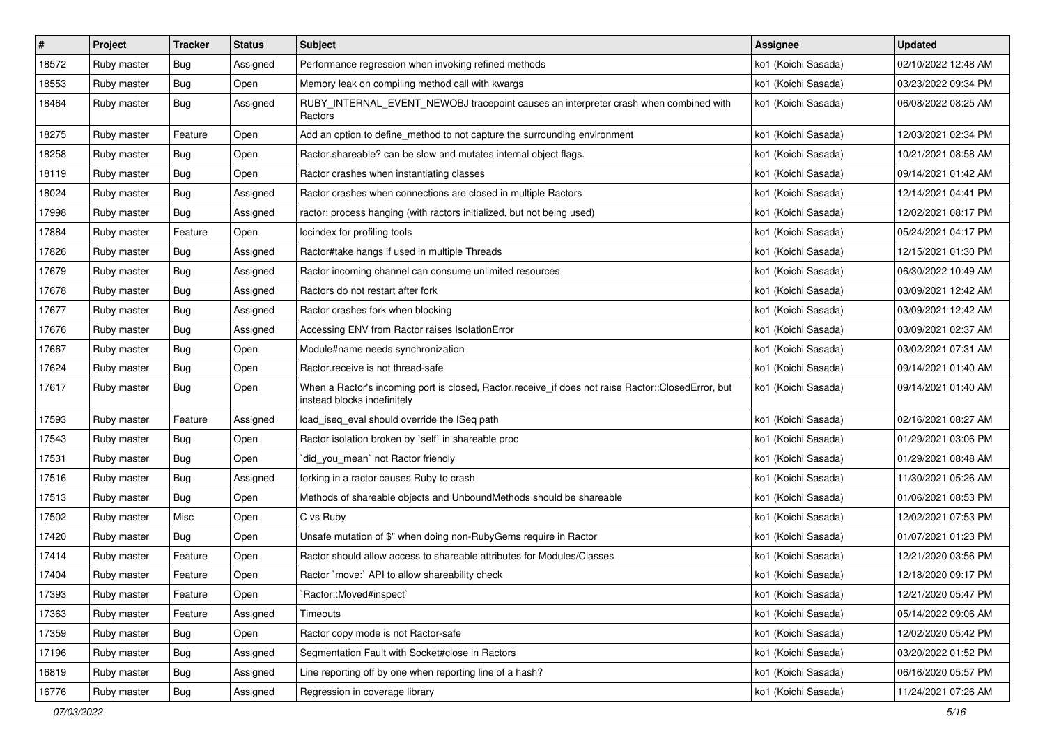| # | Project | Tracker | Status | Subject | Assignee | Updated |
| --- | --- | --- | --- | --- | --- | --- |
| 18572 | Ruby master | Bug | Assigned | Performance regression when invoking refined methods | ko1 (Koichi Sasada) | 02/10/2022 12:48 AM |
| 18553 | Ruby master | Bug | Open | Memory leak on compiling method call with kwargs | ko1 (Koichi Sasada) | 03/23/2022 09:34 PM |
| 18464 | Ruby master | Bug | Assigned | RUBY_INTERNAL_EVENT_NEWOBJ tracepoint causes an interpreter crash when combined with Ractors | ko1 (Koichi Sasada) | 06/08/2022 08:25 AM |
| 18275 | Ruby master | Feature | Open | Add an option to define_method to not capture the surrounding environment | ko1 (Koichi Sasada) | 12/03/2021 02:34 PM |
| 18258 | Ruby master | Bug | Open | Ractor.shareable? can be slow and mutates internal object flags. | ko1 (Koichi Sasada) | 10/21/2021 08:58 AM |
| 18119 | Ruby master | Bug | Open | Ractor crashes when instantiating classes | ko1 (Koichi Sasada) | 09/14/2021 01:42 AM |
| 18024 | Ruby master | Bug | Assigned | Ractor crashes when connections are closed in multiple Ractors | ko1 (Koichi Sasada) | 12/14/2021 04:41 PM |
| 17998 | Ruby master | Bug | Assigned | ractor: process hanging (with ractors initialized, but not being used) | ko1 (Koichi Sasada) | 12/02/2021 08:17 PM |
| 17884 | Ruby master | Feature | Open | locindex for profiling tools | ko1 (Koichi Sasada) | 05/24/2021 04:17 PM |
| 17826 | Ruby master | Bug | Assigned | Ractor#take hangs if used in multiple Threads | ko1 (Koichi Sasada) | 12/15/2021 01:30 PM |
| 17679 | Ruby master | Bug | Assigned | Ractor incoming channel can consume unlimited resources | ko1 (Koichi Sasada) | 06/30/2022 10:49 AM |
| 17678 | Ruby master | Bug | Assigned | Ractors do not restart after fork | ko1 (Koichi Sasada) | 03/09/2021 12:42 AM |
| 17677 | Ruby master | Bug | Assigned | Ractor crashes fork when blocking | ko1 (Koichi Sasada) | 03/09/2021 12:42 AM |
| 17676 | Ruby master | Bug | Assigned | Accessing ENV from Ractor raises IsolationError | ko1 (Koichi Sasada) | 03/09/2021 02:37 AM |
| 17667 | Ruby master | Bug | Open | Module#name needs synchronization | ko1 (Koichi Sasada) | 03/02/2021 07:31 AM |
| 17624 | Ruby master | Bug | Open | Ractor.receive is not thread-safe | ko1 (Koichi Sasada) | 09/14/2021 01:40 AM |
| 17617 | Ruby master | Bug | Open | When a Ractor's incoming port is closed, Ractor.receive_if does not raise Ractor::ClosedError, but instead blocks indefinitely | ko1 (Koichi Sasada) | 09/14/2021 01:40 AM |
| 17593 | Ruby master | Feature | Assigned | load_iseq_eval should override the ISeq path | ko1 (Koichi Sasada) | 02/16/2021 08:27 AM |
| 17543 | Ruby master | Bug | Open | Ractor isolation broken by `self` in shareable proc | ko1 (Koichi Sasada) | 01/29/2021 03:06 PM |
| 17531 | Ruby master | Bug | Open | `did_you_mean` not Ractor friendly | ko1 (Koichi Sasada) | 01/29/2021 08:48 AM |
| 17516 | Ruby master | Bug | Assigned | forking in a ractor causes Ruby to crash | ko1 (Koichi Sasada) | 11/30/2021 05:26 AM |
| 17513 | Ruby master | Bug | Open | Methods of shareable objects and UnboundMethods should be shareable | ko1 (Koichi Sasada) | 01/06/2021 08:53 PM |
| 17502 | Ruby master | Misc | Open | C vs Ruby | ko1 (Koichi Sasada) | 12/02/2021 07:53 PM |
| 17420 | Ruby master | Bug | Open | Unsafe mutation of $" when doing non-RubyGems require in Ractor | ko1 (Koichi Sasada) | 01/07/2021 01:23 PM |
| 17414 | Ruby master | Feature | Open | Ractor should allow access to shareable attributes for Modules/Classes | ko1 (Koichi Sasada) | 12/21/2020 03:56 PM |
| 17404 | Ruby master | Feature | Open | Ractor `move:` API to allow shareability check | ko1 (Koichi Sasada) | 12/18/2020 09:17 PM |
| 17393 | Ruby master | Feature | Open | `Ractor::Moved#inspect` | ko1 (Koichi Sasada) | 12/21/2020 05:47 PM |
| 17363 | Ruby master | Feature | Assigned | Timeouts | ko1 (Koichi Sasada) | 05/14/2022 09:06 AM |
| 17359 | Ruby master | Bug | Open | Ractor copy mode is not Ractor-safe | ko1 (Koichi Sasada) | 12/02/2020 05:42 PM |
| 17196 | Ruby master | Bug | Assigned | Segmentation Fault with Socket#close in Ractors | ko1 (Koichi Sasada) | 03/20/2022 01:52 PM |
| 16819 | Ruby master | Bug | Assigned | Line reporting off by one when reporting line of a hash? | ko1 (Koichi Sasada) | 06/16/2020 05:57 PM |
| 16776 | Ruby master | Bug | Assigned | Regression in coverage library | ko1 (Koichi Sasada) | 11/24/2021 07:26 AM |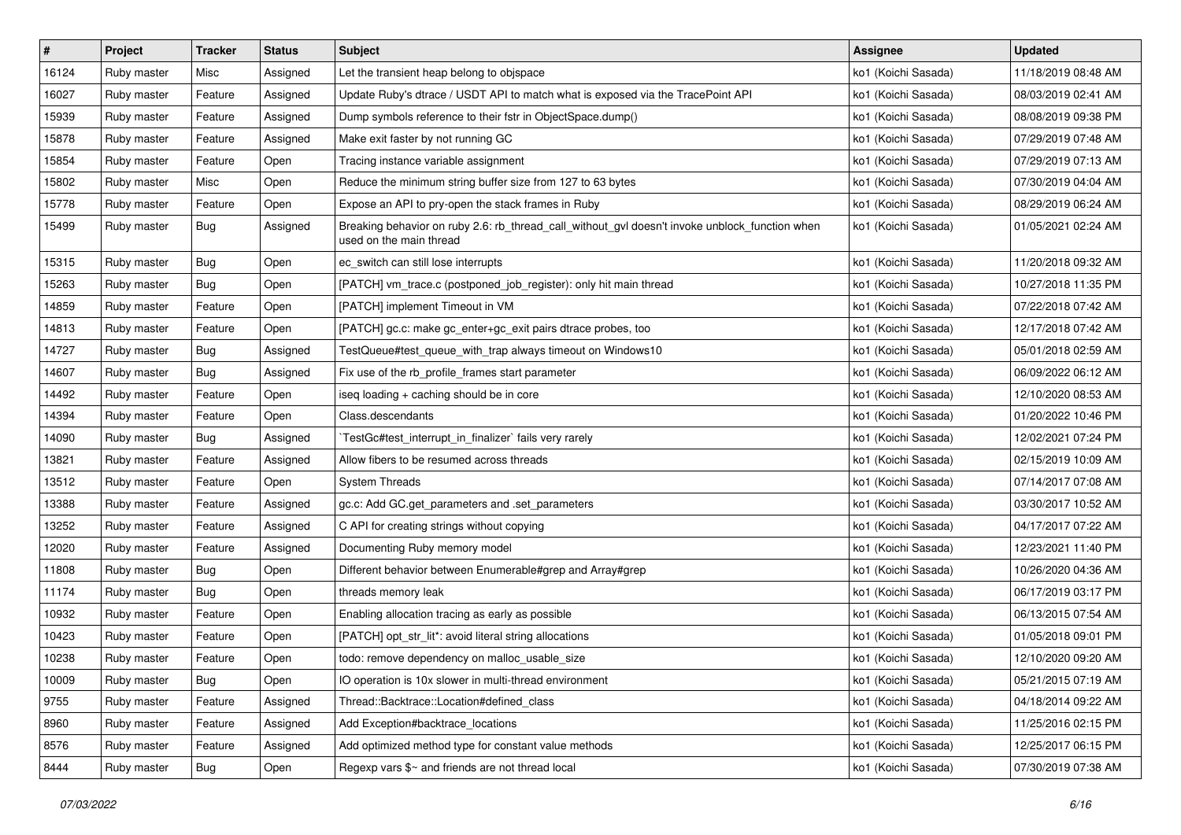| # | Project | Tracker | Status | Subject | Assignee | Updated |
|---|---|---|---|---|---|---|
| 16124 | Ruby master | Misc | Assigned | Let the transient heap belong to objspace | ko1 (Koichi Sasada) | 11/18/2019 08:48 AM |
| 16027 | Ruby master | Feature | Assigned | Update Ruby's dtrace / USDT API to match what is exposed via the TracePoint API | ko1 (Koichi Sasada) | 08/03/2019 02:41 AM |
| 15939 | Ruby master | Feature | Assigned | Dump symbols reference to their fstr in ObjectSpace.dump() | ko1 (Koichi Sasada) | 08/08/2019 09:38 PM |
| 15878 | Ruby master | Feature | Assigned | Make exit faster by not running GC | ko1 (Koichi Sasada) | 07/29/2019 07:48 AM |
| 15854 | Ruby master | Feature | Open | Tracing instance variable assignment | ko1 (Koichi Sasada) | 07/29/2019 07:13 AM |
| 15802 | Ruby master | Misc | Open | Reduce the minimum string buffer size from 127 to 63 bytes | ko1 (Koichi Sasada) | 07/30/2019 04:04 AM |
| 15778 | Ruby master | Feature | Open | Expose an API to pry-open the stack frames in Ruby | ko1 (Koichi Sasada) | 08/29/2019 06:24 AM |
| 15499 | Ruby master | Bug | Assigned | Breaking behavior on ruby 2.6: rb_thread_call_without_gvl doesn't invoke unblock_function when used on the main thread | ko1 (Koichi Sasada) | 01/05/2021 02:24 AM |
| 15315 | Ruby master | Bug | Open | ec_switch can still lose interrupts | ko1 (Koichi Sasada) | 11/20/2018 09:32 AM |
| 15263 | Ruby master | Bug | Open | [PATCH] vm_trace.c (postponed_job_register): only hit main thread | ko1 (Koichi Sasada) | 10/27/2018 11:35 PM |
| 14859 | Ruby master | Feature | Open | [PATCH] implement Timeout in VM | ko1 (Koichi Sasada) | 07/22/2018 07:42 AM |
| 14813 | Ruby master | Feature | Open | [PATCH] gc.c: make gc_enter+gc_exit pairs dtrace probes, too | ko1 (Koichi Sasada) | 12/17/2018 07:42 AM |
| 14727 | Ruby master | Bug | Assigned | TestQueue#test_queue_with_trap always timeout on Windows10 | ko1 (Koichi Sasada) | 05/01/2018 02:59 AM |
| 14607 | Ruby master | Bug | Assigned | Fix use of the rb_profile_frames start parameter | ko1 (Koichi Sasada) | 06/09/2022 06:12 AM |
| 14492 | Ruby master | Feature | Open | iseq loading + caching should be in core | ko1 (Koichi Sasada) | 12/10/2020 08:53 AM |
| 14394 | Ruby master | Feature | Open | Class.descendants | ko1 (Koichi Sasada) | 01/20/2022 10:46 PM |
| 14090 | Ruby master | Bug | Assigned | `TestGc#test_interrupt_in_finalizer` fails very rarely | ko1 (Koichi Sasada) | 12/02/2021 07:24 PM |
| 13821 | Ruby master | Feature | Assigned | Allow fibers to be resumed across threads | ko1 (Koichi Sasada) | 02/15/2019 10:09 AM |
| 13512 | Ruby master | Feature | Open | System Threads | ko1 (Koichi Sasada) | 07/14/2017 07:08 AM |
| 13388 | Ruby master | Feature | Assigned | gc.c: Add GC.get_parameters and .set_parameters | ko1 (Koichi Sasada) | 03/30/2017 10:52 AM |
| 13252 | Ruby master | Feature | Assigned | C API for creating strings without copying | ko1 (Koichi Sasada) | 04/17/2017 07:22 AM |
| 12020 | Ruby master | Feature | Assigned | Documenting Ruby memory model | ko1 (Koichi Sasada) | 12/23/2021 11:40 PM |
| 11808 | Ruby master | Bug | Open | Different behavior between Enumerable#grep and Array#grep | ko1 (Koichi Sasada) | 10/26/2020 04:36 AM |
| 11174 | Ruby master | Bug | Open | threads memory leak | ko1 (Koichi Sasada) | 06/17/2019 03:17 PM |
| 10932 | Ruby master | Feature | Open | Enabling allocation tracing as early as possible | ko1 (Koichi Sasada) | 06/13/2015 07:54 AM |
| 10423 | Ruby master | Feature | Open | [PATCH] opt_str_lit*: avoid literal string allocations | ko1 (Koichi Sasada) | 01/05/2018 09:01 PM |
| 10238 | Ruby master | Feature | Open | todo: remove dependency on malloc_usable_size | ko1 (Koichi Sasada) | 12/10/2020 09:20 AM |
| 10009 | Ruby master | Bug | Open | IO operation is 10x slower in multi-thread environment | ko1 (Koichi Sasada) | 05/21/2015 07:19 AM |
| 9755 | Ruby master | Feature | Assigned | Thread::Backtrace::Location#defined_class | ko1 (Koichi Sasada) | 04/18/2014 09:22 AM |
| 8960 | Ruby master | Feature | Assigned | Add Exception#backtrace_locations | ko1 (Koichi Sasada) | 11/25/2016 02:15 PM |
| 8576 | Ruby master | Feature | Assigned | Add optimized method type for constant value methods | ko1 (Koichi Sasada) | 12/25/2017 06:15 PM |
| 8444 | Ruby master | Bug | Open | Regexp vars $~ and friends are not thread local | ko1 (Koichi Sasada) | 07/30/2019 07:38 AM |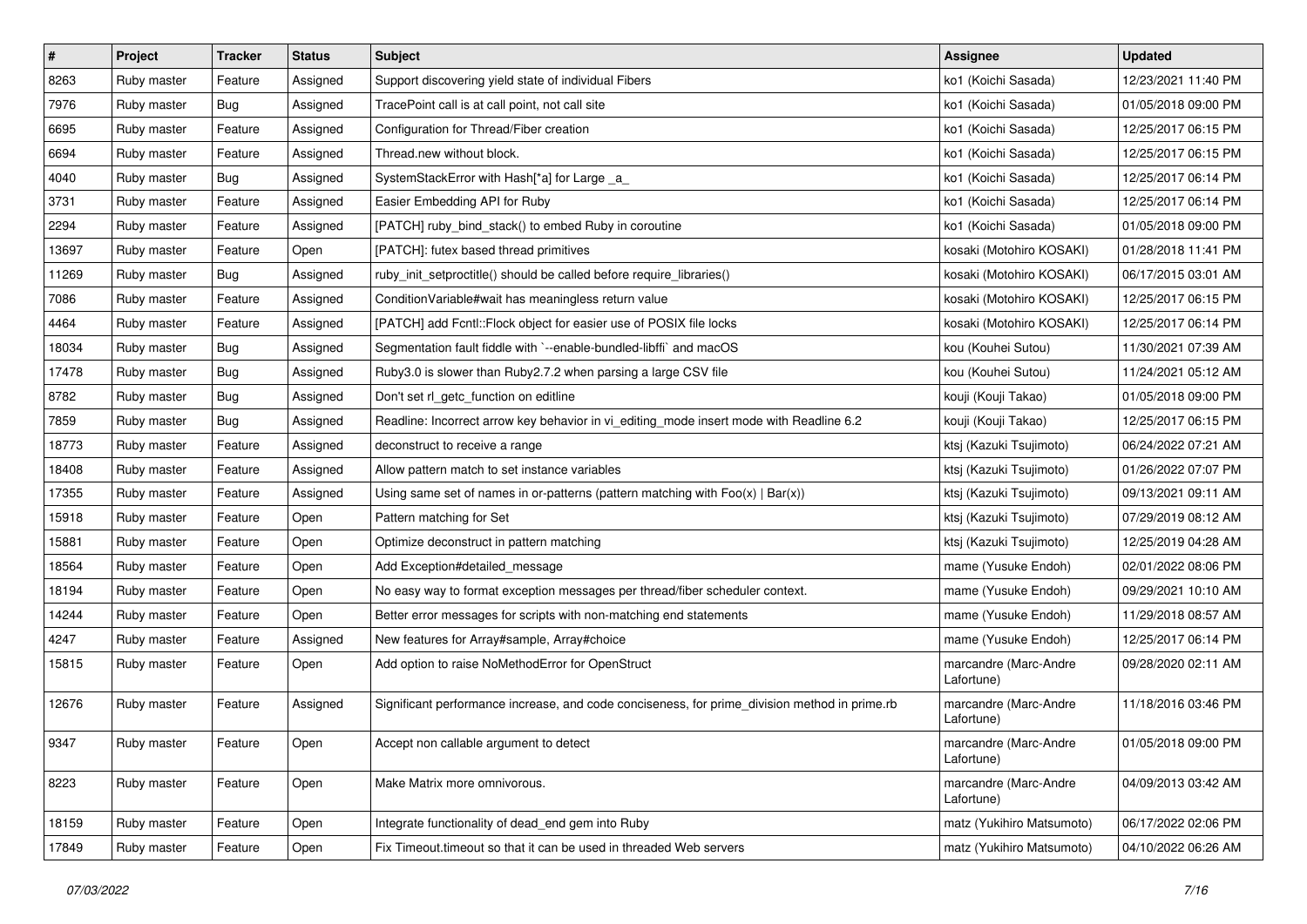| # | Project | Tracker | Status | Subject | Assignee | Updated |
|---|---|---|---|---|---|---|
| 8263 | Ruby master | Feature | Assigned | Support discovering yield state of individual Fibers | ko1 (Koichi Sasada) | 12/23/2021 11:40 PM |
| 7976 | Ruby master | Bug | Assigned | TracePoint call is at call point, not call site | ko1 (Koichi Sasada) | 01/05/2018 09:00 PM |
| 6695 | Ruby master | Feature | Assigned | Configuration for Thread/Fiber creation | ko1 (Koichi Sasada) | 12/25/2017 06:15 PM |
| 6694 | Ruby master | Feature | Assigned | Thread.new without block. | ko1 (Koichi Sasada) | 12/25/2017 06:15 PM |
| 4040 | Ruby master | Bug | Assigned | SystemStackError with Hash[*a] for Large _a_ | ko1 (Koichi Sasada) | 12/25/2017 06:14 PM |
| 3731 | Ruby master | Feature | Assigned | Easier Embedding API for Ruby | ko1 (Koichi Sasada) | 12/25/2017 06:14 PM |
| 2294 | Ruby master | Feature | Assigned | [PATCH] ruby_bind_stack() to embed Ruby in coroutine | ko1 (Koichi Sasada) | 01/05/2018 09:00 PM |
| 13697 | Ruby master | Feature | Open | [PATCH]: futex based thread primitives | kosaki (Motohiro KOSAKI) | 01/28/2018 11:41 PM |
| 11269 | Ruby master | Bug | Assigned | ruby_init_setproctitle() should be called before require_libraries() | kosaki (Motohiro KOSAKI) | 06/17/2015 03:01 AM |
| 7086 | Ruby master | Feature | Assigned | ConditionVariable#wait has meaningless return value | kosaki (Motohiro KOSAKI) | 12/25/2017 06:15 PM |
| 4464 | Ruby master | Feature | Assigned | [PATCH] add Fcntl::Flock object for easier use of POSIX file locks | kosaki (Motohiro KOSAKI) | 12/25/2017 06:14 PM |
| 18034 | Ruby master | Bug | Assigned | Segmentation fault fiddle with `--enable-bundled-libffi` and macOS | kou (Kouhei Sutou) | 11/30/2021 07:39 AM |
| 17478 | Ruby master | Bug | Assigned | Ruby3.0 is slower than Ruby2.7.2 when parsing a large CSV file | kou (Kouhei Sutou) | 11/24/2021 05:12 AM |
| 8782 | Ruby master | Bug | Assigned | Don't set rl_getc_function on editline | kouji (Kouji Takao) | 01/05/2018 09:00 PM |
| 7859 | Ruby master | Bug | Assigned | Readline: Incorrect arrow key behavior in vi_editing_mode insert mode with Readline 6.2 | kouji (Kouji Takao) | 12/25/2017 06:15 PM |
| 18773 | Ruby master | Feature | Assigned | deconstruct to receive a range | ktsj (Kazuki Tsujimoto) | 06/24/2022 07:21 AM |
| 18408 | Ruby master | Feature | Assigned | Allow pattern match to set instance variables | ktsj (Kazuki Tsujimoto) | 01/26/2022 07:07 PM |
| 17355 | Ruby master | Feature | Assigned | Using same set of names in or-patterns (pattern matching with Foo(x) \| Bar(x)) | ktsj (Kazuki Tsujimoto) | 09/13/2021 09:11 AM |
| 15918 | Ruby master | Feature | Open | Pattern matching for Set | ktsj (Kazuki Tsujimoto) | 07/29/2019 08:12 AM |
| 15881 | Ruby master | Feature | Open | Optimize deconstruct in pattern matching | ktsj (Kazuki Tsujimoto) | 12/25/2019 04:28 AM |
| 18564 | Ruby master | Feature | Open | Add Exception#detailed_message | mame (Yusuke Endoh) | 02/01/2022 08:06 PM |
| 18194 | Ruby master | Feature | Open | No easy way to format exception messages per thread/fiber scheduler context. | mame (Yusuke Endoh) | 09/29/2021 10:10 AM |
| 14244 | Ruby master | Feature | Open | Better error messages for scripts with non-matching end statements | mame (Yusuke Endoh) | 11/29/2018 08:57 AM |
| 4247 | Ruby master | Feature | Assigned | New features for Array#sample, Array#choice | mame (Yusuke Endoh) | 12/25/2017 06:14 PM |
| 15815 | Ruby master | Feature | Open | Add option to raise NoMethodError for OpenStruct | marcandre (Marc-Andre Lafortune) | 09/28/2020 02:11 AM |
| 12676 | Ruby master | Feature | Assigned | Significant performance increase, and code conciseness, for prime_division method in prime.rb | marcandre (Marc-Andre Lafortune) | 11/18/2016 03:46 PM |
| 9347 | Ruby master | Feature | Open | Accept non callable argument to detect | marcandre (Marc-Andre Lafortune) | 01/05/2018 09:00 PM |
| 8223 | Ruby master | Feature | Open | Make Matrix more omnivorous. | marcandre (Marc-Andre Lafortune) | 04/09/2013 03:42 AM |
| 18159 | Ruby master | Feature | Open | Integrate functionality of dead_end gem into Ruby | matz (Yukihiro Matsumoto) | 06/17/2022 02:06 PM |
| 17849 | Ruby master | Feature | Open | Fix Timeout.timeout so that it can be used in threaded Web servers | matz (Yukihiro Matsumoto) | 04/10/2022 06:26 AM |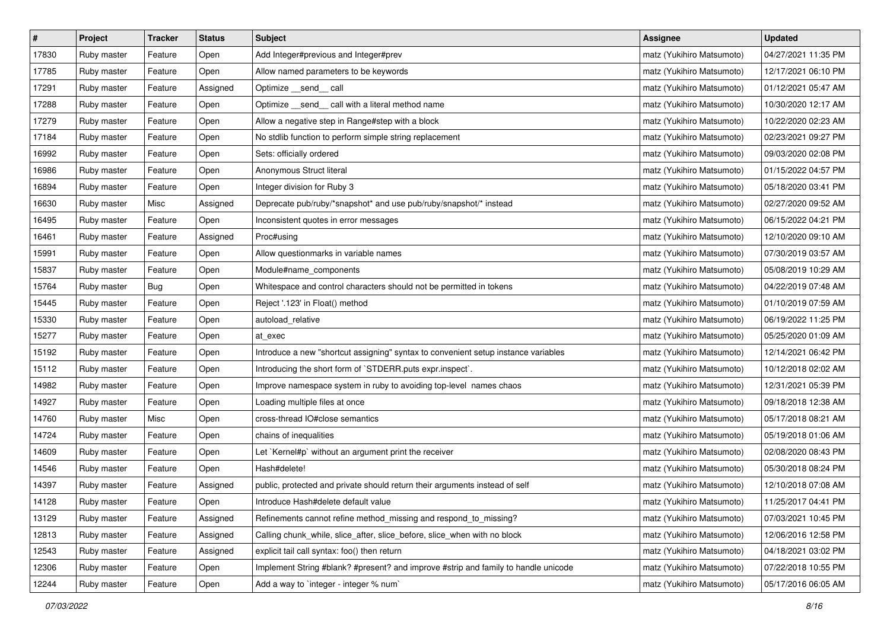| # | Project | Tracker | Status | Subject | Assignee | Updated |
|---|---|---|---|---|---|---|
| 17830 | Ruby master | Feature | Open | Add Integer#previous and Integer#prev | matz (Yukihiro Matsumoto) | 04/27/2021 11:35 PM |
| 17785 | Ruby master | Feature | Open | Allow named parameters to be keywords | matz (Yukihiro Matsumoto) | 12/17/2021 06:10 PM |
| 17291 | Ruby master | Feature | Assigned | Optimize __send__ call | matz (Yukihiro Matsumoto) | 01/12/2021 05:47 AM |
| 17288 | Ruby master | Feature | Open | Optimize __send__ call with a literal method name | matz (Yukihiro Matsumoto) | 10/30/2020 12:17 AM |
| 17279 | Ruby master | Feature | Open | Allow a negative step in Range#step with a block | matz (Yukihiro Matsumoto) | 10/22/2020 02:23 AM |
| 17184 | Ruby master | Feature | Open | No stdlib function to perform simple string replacement | matz (Yukihiro Matsumoto) | 02/23/2021 09:27 PM |
| 16992 | Ruby master | Feature | Open | Sets: officially ordered | matz (Yukihiro Matsumoto) | 09/03/2020 02:08 PM |
| 16986 | Ruby master | Feature | Open | Anonymous Struct literal | matz (Yukihiro Matsumoto) | 01/15/2022 04:57 PM |
| 16894 | Ruby master | Feature | Open | Integer division for Ruby 3 | matz (Yukihiro Matsumoto) | 05/18/2020 03:41 PM |
| 16630 | Ruby master | Misc | Assigned | Deprecate pub/ruby/*snapshot* and use pub/ruby/snapshot/* instead | matz (Yukihiro Matsumoto) | 02/27/2020 09:52 AM |
| 16495 | Ruby master | Feature | Open | Inconsistent quotes in error messages | matz (Yukihiro Matsumoto) | 06/15/2022 04:21 PM |
| 16461 | Ruby master | Feature | Assigned | Proc#using | matz (Yukihiro Matsumoto) | 12/10/2020 09:10 AM |
| 15991 | Ruby master | Feature | Open | Allow questionmarks in variable names | matz (Yukihiro Matsumoto) | 07/30/2019 03:57 AM |
| 15837 | Ruby master | Feature | Open | Module#name_components | matz (Yukihiro Matsumoto) | 05/08/2019 10:29 AM |
| 15764 | Ruby master | Bug | Open | Whitespace and control characters should not be permitted in tokens | matz (Yukihiro Matsumoto) | 04/22/2019 07:48 AM |
| 15445 | Ruby master | Feature | Open | Reject '.123' in Float() method | matz (Yukihiro Matsumoto) | 01/10/2019 07:59 AM |
| 15330 | Ruby master | Feature | Open | autoload_relative | matz (Yukihiro Matsumoto) | 06/19/2022 11:25 PM |
| 15277 | Ruby master | Feature | Open | at_exec | matz (Yukihiro Matsumoto) | 05/25/2020 01:09 AM |
| 15192 | Ruby master | Feature | Open | Introduce a new "shortcut assigning" syntax to convenient setup instance variables | matz (Yukihiro Matsumoto) | 12/14/2021 06:42 PM |
| 15112 | Ruby master | Feature | Open | Introducing the short form of `STDERR.puts expr.inspect`. | matz (Yukihiro Matsumoto) | 10/12/2018 02:02 AM |
| 14982 | Ruby master | Feature | Open | Improve namespace system in ruby to avoiding top-level names chaos | matz (Yukihiro Matsumoto) | 12/31/2021 05:39 PM |
| 14927 | Ruby master | Feature | Open | Loading multiple files at once | matz (Yukihiro Matsumoto) | 09/18/2018 12:38 AM |
| 14760 | Ruby master | Misc | Open | cross-thread IO#close semantics | matz (Yukihiro Matsumoto) | 05/17/2018 08:21 AM |
| 14724 | Ruby master | Feature | Open | chains of inequalities | matz (Yukihiro Matsumoto) | 05/19/2018 01:06 AM |
| 14609 | Ruby master | Feature | Open | Let `Kernel#p` without an argument print the receiver | matz (Yukihiro Matsumoto) | 02/08/2020 08:43 PM |
| 14546 | Ruby master | Feature | Open | Hash#delete! | matz (Yukihiro Matsumoto) | 05/30/2018 08:24 PM |
| 14397 | Ruby master | Feature | Assigned | public, protected and private should return their arguments instead of self | matz (Yukihiro Matsumoto) | 12/10/2018 07:08 AM |
| 14128 | Ruby master | Feature | Open | Introduce Hash#delete default value | matz (Yukihiro Matsumoto) | 11/25/2017 04:41 PM |
| 13129 | Ruby master | Feature | Assigned | Refinements cannot refine method_missing and respond_to_missing? | matz (Yukihiro Matsumoto) | 07/03/2021 10:45 PM |
| 12813 | Ruby master | Feature | Assigned | Calling chunk_while, slice_after, slice_before, slice_when with no block | matz (Yukihiro Matsumoto) | 12/06/2016 12:58 PM |
| 12543 | Ruby master | Feature | Assigned | explicit tail call syntax: foo() then return | matz (Yukihiro Matsumoto) | 04/18/2021 03:02 PM |
| 12306 | Ruby master | Feature | Open | Implement String #blank? #present? and improve #strip and family to handle unicode | matz (Yukihiro Matsumoto) | 07/22/2018 10:55 PM |
| 12244 | Ruby master | Feature | Open | Add a way to `integer - integer % num` | matz (Yukihiro Matsumoto) | 05/17/2016 06:05 AM |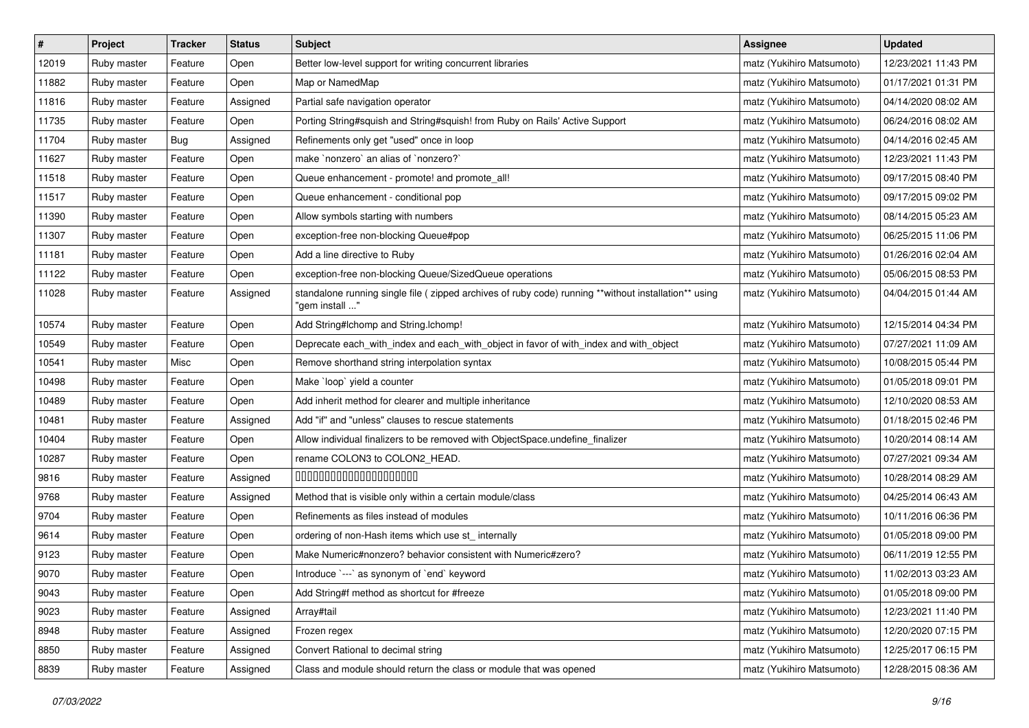| # | Project | Tracker | Status | Subject | Assignee | Updated |
|---|---|---|---|---|---|---|
| 12019 | Ruby master | Feature | Open | Better low-level support for writing concurrent libraries | matz (Yukihiro Matsumoto) | 12/23/2021 11:43 PM |
| 11882 | Ruby master | Feature | Open | Map or NamedMap | matz (Yukihiro Matsumoto) | 01/17/2021 01:31 PM |
| 11816 | Ruby master | Feature | Assigned | Partial safe navigation operator | matz (Yukihiro Matsumoto) | 04/14/2020 08:02 AM |
| 11735 | Ruby master | Feature | Open | Porting String#squish and String#squish! from Ruby on Rails' Active Support | matz (Yukihiro Matsumoto) | 06/24/2016 08:02 AM |
| 11704 | Ruby master | Bug | Assigned | Refinements only get "used" once in loop | matz (Yukihiro Matsumoto) | 04/14/2016 02:45 AM |
| 11627 | Ruby master | Feature | Open | make `nonzero` an alias of `nonzero?` | matz (Yukihiro Matsumoto) | 12/23/2021 11:43 PM |
| 11518 | Ruby master | Feature | Open | Queue enhancement - promote! and promote_all! | matz (Yukihiro Matsumoto) | 09/17/2015 08:40 PM |
| 11517 | Ruby master | Feature | Open | Queue enhancement - conditional pop | matz (Yukihiro Matsumoto) | 09/17/2015 09:02 PM |
| 11390 | Ruby master | Feature | Open | Allow symbols starting with numbers | matz (Yukihiro Matsumoto) | 08/14/2015 05:23 AM |
| 11307 | Ruby master | Feature | Open | exception-free non-blocking Queue#pop | matz (Yukihiro Matsumoto) | 06/25/2015 11:06 PM |
| 11181 | Ruby master | Feature | Open | Add a line directive to Ruby | matz (Yukihiro Matsumoto) | 01/26/2016 02:04 AM |
| 11122 | Ruby master | Feature | Open | exception-free non-blocking Queue/SizedQueue operations | matz (Yukihiro Matsumoto) | 05/06/2015 08:53 PM |
| 11028 | Ruby master | Feature | Assigned | standalone running single file ( zipped archives of ruby code) running **without installation** using "gem install ..." | matz (Yukihiro Matsumoto) | 04/04/2015 01:44 AM |
| 10574 | Ruby master | Feature | Open | Add String#lchomp and String.lchomp! | matz (Yukihiro Matsumoto) | 12/15/2014 04:34 PM |
| 10549 | Ruby master | Feature | Open | Deprecate each_with_index and each_with_object in favor of with_index and with_object | matz (Yukihiro Matsumoto) | 07/27/2021 11:09 AM |
| 10541 | Ruby master | Misc | Open | Remove shorthand string interpolation syntax | matz (Yukihiro Matsumoto) | 10/08/2015 05:44 PM |
| 10498 | Ruby master | Feature | Open | Make `loop` yield a counter | matz (Yukihiro Matsumoto) | 01/05/2018 09:01 PM |
| 10489 | Ruby master | Feature | Open | Add inherit method for clearer and multiple inheritance | matz (Yukihiro Matsumoto) | 12/10/2020 08:53 AM |
| 10481 | Ruby master | Feature | Assigned | Add "if" and "unless" clauses to rescue statements | matz (Yukihiro Matsumoto) | 01/18/2015 02:46 PM |
| 10404 | Ruby master | Feature | Open | Allow individual finalizers to be removed with ObjectSpace.undefine_finalizer | matz (Yukihiro Matsumoto) | 10/20/2014 08:14 AM |
| 10287 | Ruby master | Feature | Open | rename COLON3 to COLON2_HEAD. | matz (Yukihiro Matsumoto) | 07/27/2021 09:34 AM |
| 9816 | Ruby master | Feature | Assigned | 00000000000000000000000 | matz (Yukihiro Matsumoto) | 10/28/2014 08:29 AM |
| 9768 | Ruby master | Feature | Assigned | Method that is visible only within a certain module/class | matz (Yukihiro Matsumoto) | 04/25/2014 06:43 AM |
| 9704 | Ruby master | Feature | Open | Refinements as files instead of modules | matz (Yukihiro Matsumoto) | 10/11/2016 06:36 PM |
| 9614 | Ruby master | Feature | Open | ordering of non-Hash items which use st_ internally | matz (Yukihiro Matsumoto) | 01/05/2018 09:00 PM |
| 9123 | Ruby master | Feature | Open | Make Numeric#nonzero? behavior consistent with Numeric#zero? | matz (Yukihiro Matsumoto) | 06/11/2019 12:55 PM |
| 9070 | Ruby master | Feature | Open | Introduce `---` as synonym of `end` keyword | matz (Yukihiro Matsumoto) | 11/02/2013 03:23 AM |
| 9043 | Ruby master | Feature | Open | Add String#f method as shortcut for #freeze | matz (Yukihiro Matsumoto) | 01/05/2018 09:00 PM |
| 9023 | Ruby master | Feature | Assigned | Array#tail | matz (Yukihiro Matsumoto) | 12/23/2021 11:40 PM |
| 8948 | Ruby master | Feature | Assigned | Frozen regex | matz (Yukihiro Matsumoto) | 12/20/2020 07:15 PM |
| 8850 | Ruby master | Feature | Assigned | Convert Rational to decimal string | matz (Yukihiro Matsumoto) | 12/25/2017 06:15 PM |
| 8839 | Ruby master | Feature | Assigned | Class and module should return the class or module that was opened | matz (Yukihiro Matsumoto) | 12/28/2015 08:36 AM |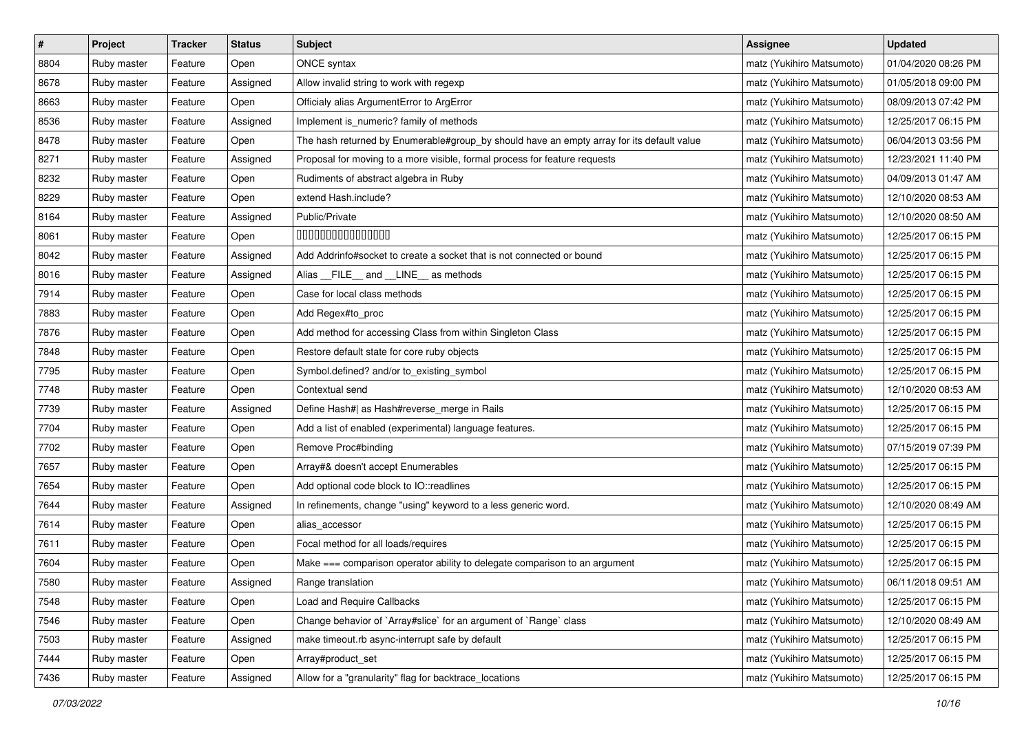| # | Project | Tracker | Status | Subject | Assignee | Updated |
|---|---|---|---|---|---|---|
| 8804 | Ruby master | Feature | Open | ONCE syntax | matz (Yukihiro Matsumoto) | 01/04/2020 08:26 PM |
| 8678 | Ruby master | Feature | Assigned | Allow invalid string to work with regexp | matz (Yukihiro Matsumoto) | 01/05/2018 09:00 PM |
| 8663 | Ruby master | Feature | Open | Officialy alias ArgumentError to ArgError | matz (Yukihiro Matsumoto) | 08/09/2013 07:42 PM |
| 8536 | Ruby master | Feature | Assigned | Implement is_numeric? family of methods | matz (Yukihiro Matsumoto) | 12/25/2017 06:15 PM |
| 8478 | Ruby master | Feature | Open | The hash returned by Enumerable#group_by should have an empty array for its default value | matz (Yukihiro Matsumoto) | 06/04/2013 03:56 PM |
| 8271 | Ruby master | Feature | Assigned | Proposal for moving to a more visible, formal process for feature requests | matz (Yukihiro Matsumoto) | 12/23/2021 11:40 PM |
| 8232 | Ruby master | Feature | Open | Rudiments of abstract algebra in Ruby | matz (Yukihiro Matsumoto) | 04/09/2013 01:47 AM |
| 8229 | Ruby master | Feature | Open | extend Hash.include? | matz (Yukihiro Matsumoto) | 12/10/2020 08:53 AM |
| 8164 | Ruby master | Feature | Assigned | Public/Private | matz (Yukihiro Matsumoto) | 12/10/2020 08:50 AM |
| 8061 | Ruby master | Feature | Open | 0000000000000000 | matz (Yukihiro Matsumoto) | 12/25/2017 06:15 PM |
| 8042 | Ruby master | Feature | Assigned | Add Addrinfo#socket to create a socket that is not connected or bound | matz (Yukihiro Matsumoto) | 12/25/2017 06:15 PM |
| 8016 | Ruby master | Feature | Assigned | Alias __FILE__ and __LINE__ as methods | matz (Yukihiro Matsumoto) | 12/25/2017 06:15 PM |
| 7914 | Ruby master | Feature | Open | Case for local class methods | matz (Yukihiro Matsumoto) | 12/25/2017 06:15 PM |
| 7883 | Ruby master | Feature | Open | Add Regex#to_proc | matz (Yukihiro Matsumoto) | 12/25/2017 06:15 PM |
| 7876 | Ruby master | Feature | Open | Add method for accessing Class from within Singleton Class | matz (Yukihiro Matsumoto) | 12/25/2017 06:15 PM |
| 7848 | Ruby master | Feature | Open | Restore default state for core ruby objects | matz (Yukihiro Matsumoto) | 12/25/2017 06:15 PM |
| 7795 | Ruby master | Feature | Open | Symbol.defined? and/or to_existing_symbol | matz (Yukihiro Matsumoto) | 12/25/2017 06:15 PM |
| 7748 | Ruby master | Feature | Open | Contextual send | matz (Yukihiro Matsumoto) | 12/10/2020 08:53 AM |
| 7739 | Ruby master | Feature | Assigned | Define Hash#\| as Hash#reverse_merge in Rails | matz (Yukihiro Matsumoto) | 12/25/2017 06:15 PM |
| 7704 | Ruby master | Feature | Open | Add a list of enabled (experimental) language features. | matz (Yukihiro Matsumoto) | 12/25/2017 06:15 PM |
| 7702 | Ruby master | Feature | Open | Remove Proc#binding | matz (Yukihiro Matsumoto) | 07/15/2019 07:39 PM |
| 7657 | Ruby master | Feature | Open | Array#& doesn't accept Enumerables | matz (Yukihiro Matsumoto) | 12/25/2017 06:15 PM |
| 7654 | Ruby master | Feature | Open | Add optional code block to IO::readlines | matz (Yukihiro Matsumoto) | 12/25/2017 06:15 PM |
| 7644 | Ruby master | Feature | Assigned | In refinements, change "using" keyword to a less generic word. | matz (Yukihiro Matsumoto) | 12/10/2020 08:49 AM |
| 7614 | Ruby master | Feature | Open | alias_accessor | matz (Yukihiro Matsumoto) | 12/25/2017 06:15 PM |
| 7611 | Ruby master | Feature | Open | Focal method for all loads/requires | matz (Yukihiro Matsumoto) | 12/25/2017 06:15 PM |
| 7604 | Ruby master | Feature | Open | Make === comparison operator ability to delegate comparison to an argument | matz (Yukihiro Matsumoto) | 12/25/2017 06:15 PM |
| 7580 | Ruby master | Feature | Assigned | Range translation | matz (Yukihiro Matsumoto) | 06/11/2018 09:51 AM |
| 7548 | Ruby master | Feature | Open | Load and Require Callbacks | matz (Yukihiro Matsumoto) | 12/25/2017 06:15 PM |
| 7546 | Ruby master | Feature | Open | Change behavior of `Array#slice` for an argument of `Range` class | matz (Yukihiro Matsumoto) | 12/10/2020 08:49 AM |
| 7503 | Ruby master | Feature | Assigned | make timeout.rb async-interrupt safe by default | matz (Yukihiro Matsumoto) | 12/25/2017 06:15 PM |
| 7444 | Ruby master | Feature | Open | Array#product_set | matz (Yukihiro Matsumoto) | 12/25/2017 06:15 PM |
| 7436 | Ruby master | Feature | Assigned | Allow for a "granularity" flag for backtrace_locations | matz (Yukihiro Matsumoto) | 12/25/2017 06:15 PM |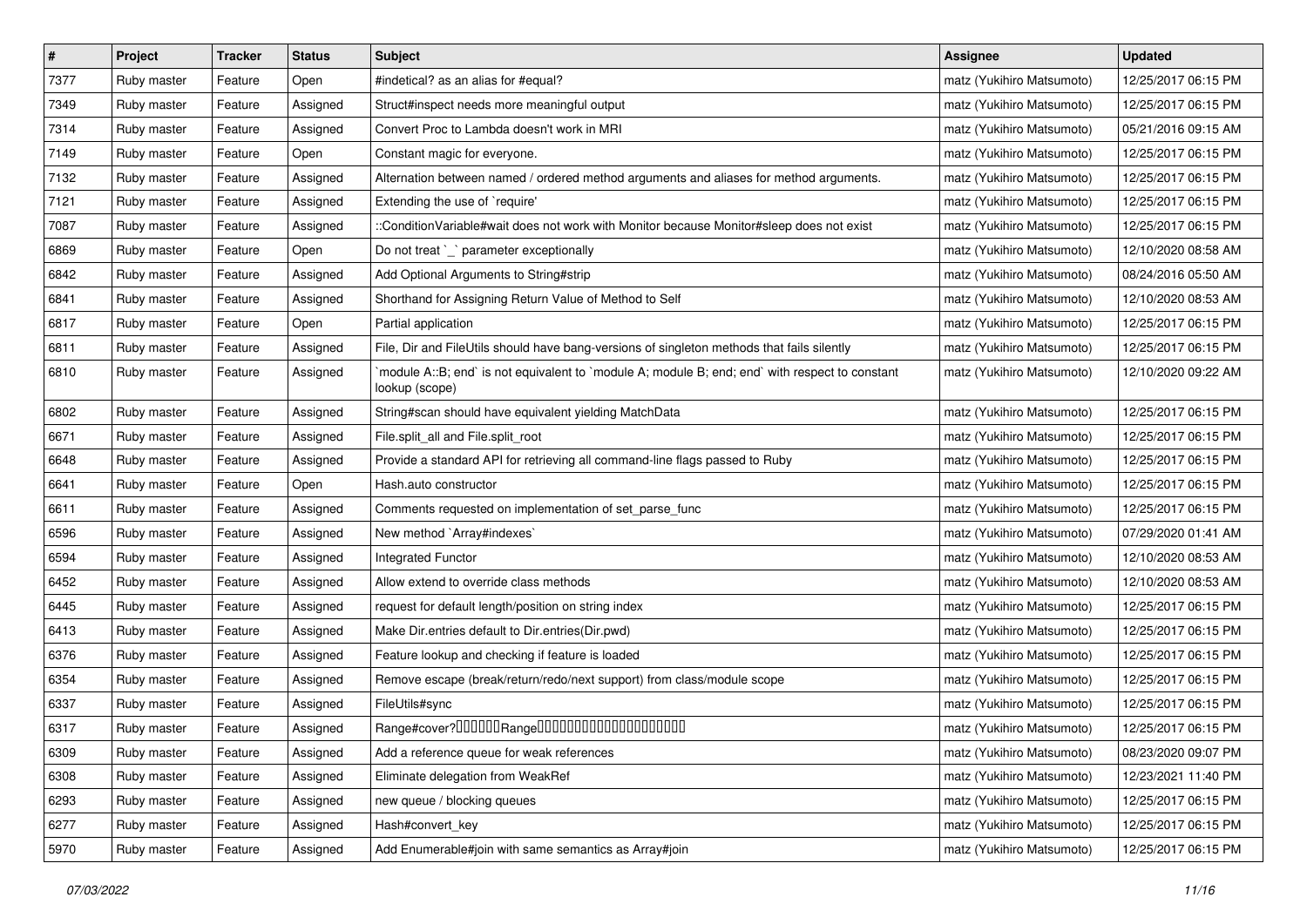| # | Project | Tracker | Status | Subject | Assignee | Updated |
|---|---|---|---|---|---|---|
| 7377 | Ruby master | Feature | Open | #indetical? as an alias for #equal? | matz (Yukihiro Matsumoto) | 12/25/2017 06:15 PM |
| 7349 | Ruby master | Feature | Assigned | Struct#inspect needs more meaningful output | matz (Yukihiro Matsumoto) | 12/25/2017 06:15 PM |
| 7314 | Ruby master | Feature | Assigned | Convert Proc to Lambda doesn't work in MRI | matz (Yukihiro Matsumoto) | 05/21/2016 09:15 AM |
| 7149 | Ruby master | Feature | Open | Constant magic for everyone. | matz (Yukihiro Matsumoto) | 12/25/2017 06:15 PM |
| 7132 | Ruby master | Feature | Assigned | Alternation between named / ordered method arguments and aliases for method arguments. | matz (Yukihiro Matsumoto) | 12/25/2017 06:15 PM |
| 7121 | Ruby master | Feature | Assigned | Extending the use of `require' | matz (Yukihiro Matsumoto) | 12/25/2017 06:15 PM |
| 7087 | Ruby master | Feature | Assigned | ::ConditionVariable#wait does not work with Monitor because Monitor#sleep does not exist | matz (Yukihiro Matsumoto) | 12/25/2017 06:15 PM |
| 6869 | Ruby master | Feature | Open | Do not treat `_` parameter exceptionally | matz (Yukihiro Matsumoto) | 12/10/2020 08:58 AM |
| 6842 | Ruby master | Feature | Assigned | Add Optional Arguments to String#strip | matz (Yukihiro Matsumoto) | 08/24/2016 05:50 AM |
| 6841 | Ruby master | Feature | Assigned | Shorthand for Assigning Return Value of Method to Self | matz (Yukihiro Matsumoto) | 12/10/2020 08:53 AM |
| 6817 | Ruby master | Feature | Open | Partial application | matz (Yukihiro Matsumoto) | 12/25/2017 06:15 PM |
| 6811 | Ruby master | Feature | Assigned | File, Dir and FileUtils should have bang-versions of singleton methods that fails silently | matz (Yukihiro Matsumoto) | 12/25/2017 06:15 PM |
| 6810 | Ruby master | Feature | Assigned | `module A::B; end` is not equivalent to `module A; module B; end; end` with respect to constant lookup (scope) | matz (Yukihiro Matsumoto) | 12/10/2020 09:22 AM |
| 6802 | Ruby master | Feature | Assigned | String#scan should have equivalent yielding MatchData | matz (Yukihiro Matsumoto) | 12/25/2017 06:15 PM |
| 6671 | Ruby master | Feature | Assigned | File.split_all and File.split_root | matz (Yukihiro Matsumoto) | 12/25/2017 06:15 PM |
| 6648 | Ruby master | Feature | Assigned | Provide a standard API for retrieving all command-line flags passed to Ruby | matz (Yukihiro Matsumoto) | 12/25/2017 06:15 PM |
| 6641 | Ruby master | Feature | Open | Hash.auto constructor | matz (Yukihiro Matsumoto) | 12/25/2017 06:15 PM |
| 6611 | Ruby master | Feature | Assigned | Comments requested on implementation of set_parse_func | matz (Yukihiro Matsumoto) | 12/25/2017 06:15 PM |
| 6596 | Ruby master | Feature | Assigned | New method `Array#indexes` | matz (Yukihiro Matsumoto) | 07/29/2020 01:41 AM |
| 6594 | Ruby master | Feature | Assigned | Integrated Functor | matz (Yukihiro Matsumoto) | 12/10/2020 08:53 AM |
| 6452 | Ruby master | Feature | Assigned | Allow extend to override class methods | matz (Yukihiro Matsumoto) | 12/10/2020 08:53 AM |
| 6445 | Ruby master | Feature | Assigned | request for default length/position on string index | matz (Yukihiro Matsumoto) | 12/25/2017 06:15 PM |
| 6413 | Ruby master | Feature | Assigned | Make Dir.entries default to Dir.entries(Dir.pwd) | matz (Yukihiro Matsumoto) | 12/25/2017 06:15 PM |
| 6376 | Ruby master | Feature | Assigned | Feature lookup and checking if feature is loaded | matz (Yukihiro Matsumoto) | 12/25/2017 06:15 PM |
| 6354 | Ruby master | Feature | Assigned | Remove escape (break/return/redo/next support) from class/module scope | matz (Yukihiro Matsumoto) | 12/25/2017 06:15 PM |
| 6337 | Ruby master | Feature | Assigned | FileUtils#sync | matz (Yukihiro Matsumoto) | 12/25/2017 06:15 PM |
| 6317 | Ruby master | Feature | Assigned | Range#cover?□□□□□□Range□□□□□□□□□□□□□□□□□□□□ | matz (Yukihiro Matsumoto) | 12/25/2017 06:15 PM |
| 6309 | Ruby master | Feature | Assigned | Add a reference queue for weak references | matz (Yukihiro Matsumoto) | 08/23/2020 09:07 PM |
| 6308 | Ruby master | Feature | Assigned | Eliminate delegation from WeakRef | matz (Yukihiro Matsumoto) | 12/23/2021 11:40 PM |
| 6293 | Ruby master | Feature | Assigned | new queue / blocking queues | matz (Yukihiro Matsumoto) | 12/25/2017 06:15 PM |
| 6277 | Ruby master | Feature | Assigned | Hash#convert_key | matz (Yukihiro Matsumoto) | 12/25/2017 06:15 PM |
| 5970 | Ruby master | Feature | Assigned | Add Enumerable#join with same semantics as Array#join | matz (Yukihiro Matsumoto) | 12/25/2017 06:15 PM |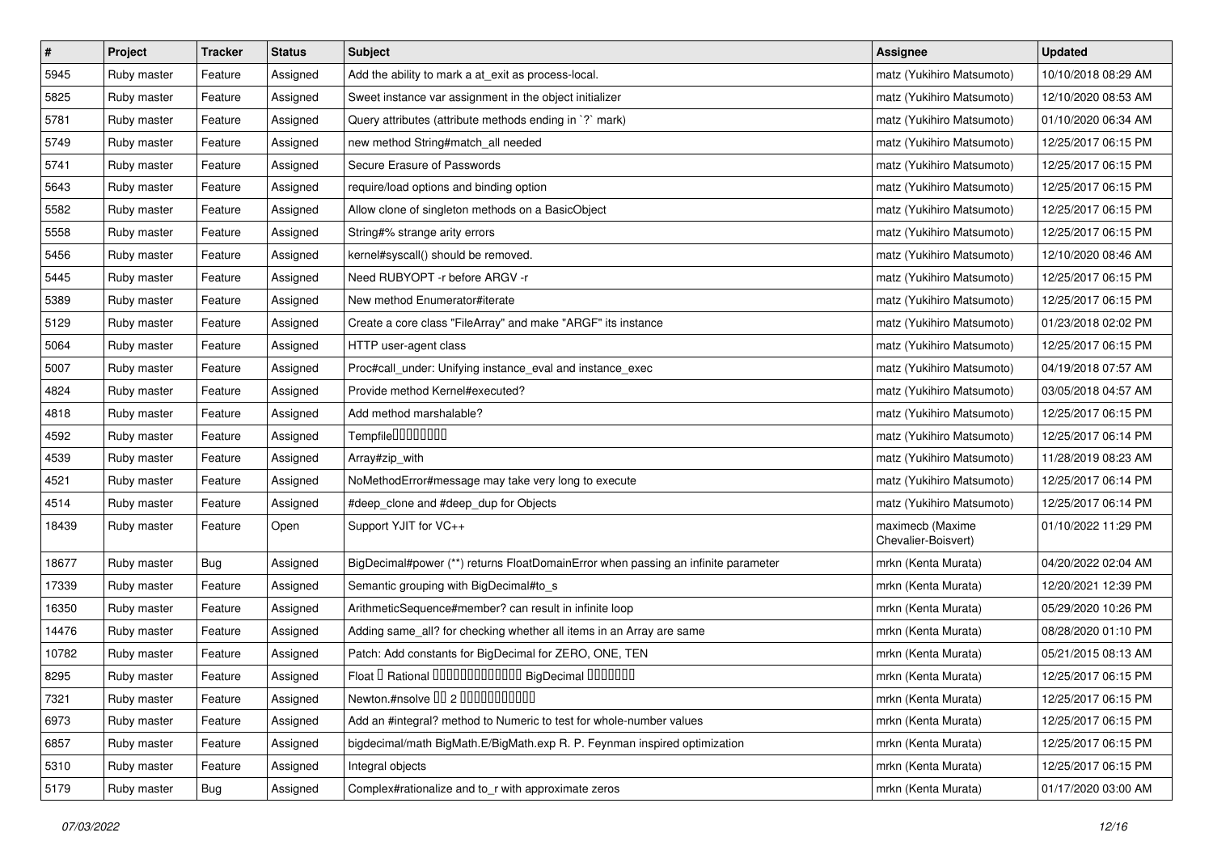| # | Project | Tracker | Status | Subject | Assignee | Updated |
|---|---|---|---|---|---|---|
| 5945 | Ruby master | Feature | Assigned | Add the ability to mark a at_exit as process-local. | matz (Yukihiro Matsumoto) | 10/10/2018 08:29 AM |
| 5825 | Ruby master | Feature | Assigned | Sweet instance var assignment in the object initializer | matz (Yukihiro Matsumoto) | 12/10/2020 08:53 AM |
| 5781 | Ruby master | Feature | Assigned | Query attributes (attribute methods ending in `?` mark) | matz (Yukihiro Matsumoto) | 01/10/2020 06:34 AM |
| 5749 | Ruby master | Feature | Assigned | new method String#match_all needed | matz (Yukihiro Matsumoto) | 12/25/2017 06:15 PM |
| 5741 | Ruby master | Feature | Assigned | Secure Erasure of Passwords | matz (Yukihiro Matsumoto) | 12/25/2017 06:15 PM |
| 5643 | Ruby master | Feature | Assigned | require/load options and binding option | matz (Yukihiro Matsumoto) | 12/25/2017 06:15 PM |
| 5582 | Ruby master | Feature | Assigned | Allow clone of singleton methods on a BasicObject | matz (Yukihiro Matsumoto) | 12/25/2017 06:15 PM |
| 5558 | Ruby master | Feature | Assigned | String#% strange arity errors | matz (Yukihiro Matsumoto) | 12/25/2017 06:15 PM |
| 5456 | Ruby master | Feature | Assigned | kernel#syscall() should be removed. | matz (Yukihiro Matsumoto) | 12/10/2020 08:46 AM |
| 5445 | Ruby master | Feature | Assigned | Need RUBYOPT -r before ARGV -r | matz (Yukihiro Matsumoto) | 12/25/2017 06:15 PM |
| 5389 | Ruby master | Feature | Assigned | New method Enumerator#iterate | matz (Yukihiro Matsumoto) | 12/25/2017 06:15 PM |
| 5129 | Ruby master | Feature | Assigned | Create a core class "FileArray" and make "ARGF" its instance | matz (Yukihiro Matsumoto) | 01/23/2018 02:02 PM |
| 5064 | Ruby master | Feature | Assigned | HTTP user-agent class | matz (Yukihiro Matsumoto) | 12/25/2017 06:15 PM |
| 5007 | Ruby master | Feature | Assigned | Proc#call_under: Unifying instance_eval and instance_exec | matz (Yukihiro Matsumoto) | 04/19/2018 07:57 AM |
| 4824 | Ruby master | Feature | Assigned | Provide method Kernel#executed? | matz (Yukihiro Matsumoto) | 03/05/2018 04:57 AM |
| 4818 | Ruby master | Feature | Assigned | Add method marshalable? | matz (Yukihiro Matsumoto) | 12/25/2017 06:15 PM |
| 4592 | Ruby master | Feature | Assigned | Tempfile□□□□□□□□ | matz (Yukihiro Matsumoto) | 12/25/2017 06:14 PM |
| 4539 | Ruby master | Feature | Assigned | Array#zip_with | matz (Yukihiro Matsumoto) | 11/28/2019 08:23 AM |
| 4521 | Ruby master | Feature | Assigned | NoMethodError#message may take very long to execute | matz (Yukihiro Matsumoto) | 12/25/2017 06:14 PM |
| 4514 | Ruby master | Feature | Assigned | #deep_clone and #deep_dup for Objects | matz (Yukihiro Matsumoto) | 12/25/2017 06:14 PM |
| 18439 | Ruby master | Feature | Open | Support YJIT for VC++ | maximecb (Maxime Chevalier-Boisvert) | 01/10/2022 11:29 PM |
| 18677 | Ruby master | Bug | Assigned | BigDecimal#power (**) returns FloatDomainError when passing an infinite parameter | mrkn (Kenta Murata) | 04/20/2022 02:04 AM |
| 17339 | Ruby master | Feature | Assigned | Semantic grouping with BigDecimal#to_s | mrkn (Kenta Murata) | 12/20/2021 12:39 PM |
| 16350 | Ruby master | Feature | Assigned | ArithmeticSequence#member? can result in infinite loop | mrkn (Kenta Murata) | 05/29/2020 10:26 PM |
| 14476 | Ruby master | Feature | Assigned | Adding same_all? for checking whether all items in an Array are same | mrkn (Kenta Murata) | 08/28/2020 01:10 PM |
| 10782 | Ruby master | Feature | Assigned | Patch: Add constants for BigDecimal for ZERO, ONE, TEN | mrkn (Kenta Murata) | 05/21/2015 08:13 AM |
| 8295 | Ruby master | Feature | Assigned | Float □ Rational □□□□□□□□□□□□□ BigDecimal □□□□□□□ | mrkn (Kenta Murata) | 12/25/2017 06:15 PM |
| 7321 | Ruby master | Feature | Assigned | Newton.#nsolve □□ 2 □□□□□□□□□□□ | mrkn (Kenta Murata) | 12/25/2017 06:15 PM |
| 6973 | Ruby master | Feature | Assigned | Add an #integral? method to Numeric to test for whole-number values | mrkn (Kenta Murata) | 12/25/2017 06:15 PM |
| 6857 | Ruby master | Feature | Assigned | bigdecimal/math BigMath.E/BigMath.exp R. P. Feynman inspired optimization | mrkn (Kenta Murata) | 12/25/2017 06:15 PM |
| 5310 | Ruby master | Feature | Assigned | Integral objects | mrkn (Kenta Murata) | 12/25/2017 06:15 PM |
| 5179 | Ruby master | Bug | Assigned | Complex#rationalize and to_r with approximate zeros | mrkn (Kenta Murata) | 01/17/2020 03:00 AM |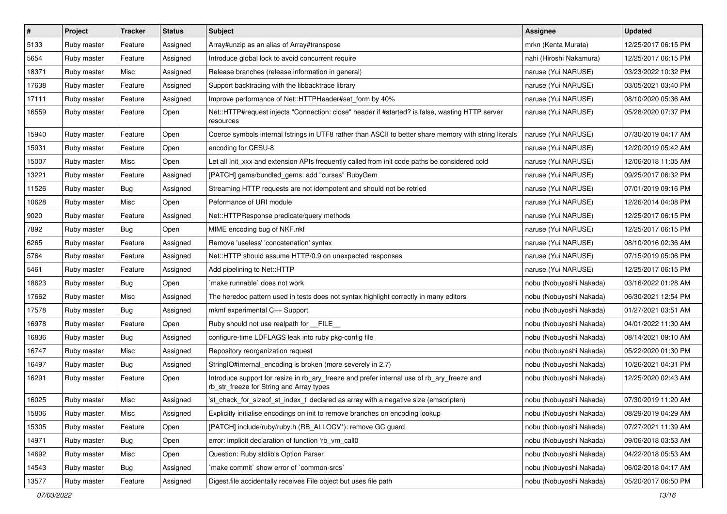| # | Project | Tracker | Status | Subject | Assignee | Updated |
|---|---|---|---|---|---|---|
| 5133 | Ruby master | Feature | Assigned | Array#unzip as an alias of Array#transpose | mrkn (Kenta Murata) | 12/25/2017 06:15 PM |
| 5654 | Ruby master | Feature | Assigned | Introduce global lock to avoid concurrent require | nahi (Hiroshi Nakamura) | 12/25/2017 06:15 PM |
| 18371 | Ruby master | Misc | Assigned | Release branches (release information in general) | naruse (Yui NARUSE) | 03/23/2022 10:32 PM |
| 17638 | Ruby master | Feature | Assigned | Support backtracing with the libbacktrace library | naruse (Yui NARUSE) | 03/05/2021 03:40 PM |
| 17111 | Ruby master | Feature | Assigned | Improve performance of Net::HTTPHeader#set_form by 40% | naruse (Yui NARUSE) | 08/10/2020 05:36 AM |
| 16559 | Ruby master | Feature | Open | Net::HTTP#request injects "Connection: close" header if #started? is false, wasting HTTP server resources | naruse (Yui NARUSE) | 05/28/2020 07:37 PM |
| 15940 | Ruby master | Feature | Open | Coerce symbols internal fstrings in UTF8 rather than ASCII to better share memory with string literals | naruse (Yui NARUSE) | 07/30/2019 04:17 AM |
| 15931 | Ruby master | Feature | Open | encoding for CESU-8 | naruse (Yui NARUSE) | 12/20/2019 05:42 AM |
| 15007 | Ruby master | Misc | Open | Let all Init_xxx and extension APIs frequently called from init code paths be considered cold | naruse (Yui NARUSE) | 12/06/2018 11:05 AM |
| 13221 | Ruby master | Feature | Assigned | [PATCH] gems/bundled_gems: add "curses" RubyGem | naruse (Yui NARUSE) | 09/25/2017 06:32 PM |
| 11526 | Ruby master | Bug | Assigned | Streaming HTTP requests are not idempotent and should not be retried | naruse (Yui NARUSE) | 07/01/2019 09:16 PM |
| 10628 | Ruby master | Misc | Open | Peformance of URI module | naruse (Yui NARUSE) | 12/26/2014 04:08 PM |
| 9020 | Ruby master | Feature | Assigned | Net::HTTPResponse predicate/query methods | naruse (Yui NARUSE) | 12/25/2017 06:15 PM |
| 7892 | Ruby master | Bug | Open | MIME encoding bug of NKF.nkf | naruse (Yui NARUSE) | 12/25/2017 06:15 PM |
| 6265 | Ruby master | Feature | Assigned | Remove 'useless' 'concatenation' syntax | naruse (Yui NARUSE) | 08/10/2016 02:36 AM |
| 5764 | Ruby master | Feature | Assigned | Net::HTTP should assume HTTP/0.9 on unexpected responses | naruse (Yui NARUSE) | 07/15/2019 05:06 PM |
| 5461 | Ruby master | Feature | Assigned | Add pipelining to Net::HTTP | naruse (Yui NARUSE) | 12/25/2017 06:15 PM |
| 18623 | Ruby master | Bug | Open | `make runnable` does not work | nobu (Nobuyoshi Nakada) | 03/16/2022 01:28 AM |
| 17662 | Ruby master | Misc | Assigned | The heredoc pattern used in tests does not syntax highlight correctly in many editors | nobu (Nobuyoshi Nakada) | 06/30/2021 12:54 PM |
| 17578 | Ruby master | Bug | Assigned | mkmf experimental C++ Support | nobu (Nobuyoshi Nakada) | 01/27/2021 03:51 AM |
| 16978 | Ruby master | Feature | Open | Ruby should not use realpath for __FILE__ | nobu (Nobuyoshi Nakada) | 04/01/2022 11:30 AM |
| 16836 | Ruby master | Bug | Assigned | configure-time LDFLAGS leak into ruby pkg-config file | nobu (Nobuyoshi Nakada) | 08/14/2021 09:10 AM |
| 16747 | Ruby master | Misc | Assigned | Repository reorganization request | nobu (Nobuyoshi Nakada) | 05/22/2020 01:30 PM |
| 16497 | Ruby master | Bug | Assigned | StringIO#internal_encoding is broken (more severely in 2.7) | nobu (Nobuyoshi Nakada) | 10/26/2021 04:31 PM |
| 16291 | Ruby master | Feature | Open | Introduce support for resize in rb_ary_freeze and prefer internal use of rb_ary_freeze and rb_str_freeze for String and Array types | nobu (Nobuyoshi Nakada) | 12/25/2020 02:43 AM |
| 16025 | Ruby master | Misc | Assigned | 'st_check_for_sizeof_st_index_t' declared as array with a negative size (emscripten) | nobu (Nobuyoshi Nakada) | 07/30/2019 11:20 AM |
| 15806 | Ruby master | Misc | Assigned | Explicitly initialise encodings on init to remove branches on encoding lookup | nobu (Nobuyoshi Nakada) | 08/29/2019 04:29 AM |
| 15305 | Ruby master | Feature | Open | [PATCH] include/ruby/ruby.h (RB_ALLOCV*): remove GC guard | nobu (Nobuyoshi Nakada) | 07/27/2021 11:39 AM |
| 14971 | Ruby master | Bug | Open | error: implicit declaration of function 'rb_vm_call0 | nobu (Nobuyoshi Nakada) | 09/06/2018 03:53 AM |
| 14692 | Ruby master | Misc | Open | Question: Ruby stdlib's Option Parser | nobu (Nobuyoshi Nakada) | 04/22/2018 05:53 AM |
| 14543 | Ruby master | Bug | Assigned | `make commit` show error of `common-srcs` | nobu (Nobuyoshi Nakada) | 06/02/2018 04:17 AM |
| 13577 | Ruby master | Feature | Assigned | Digest.file accidentally receives File object but uses file path | nobu (Nobuyoshi Nakada) | 05/20/2017 06:50 PM |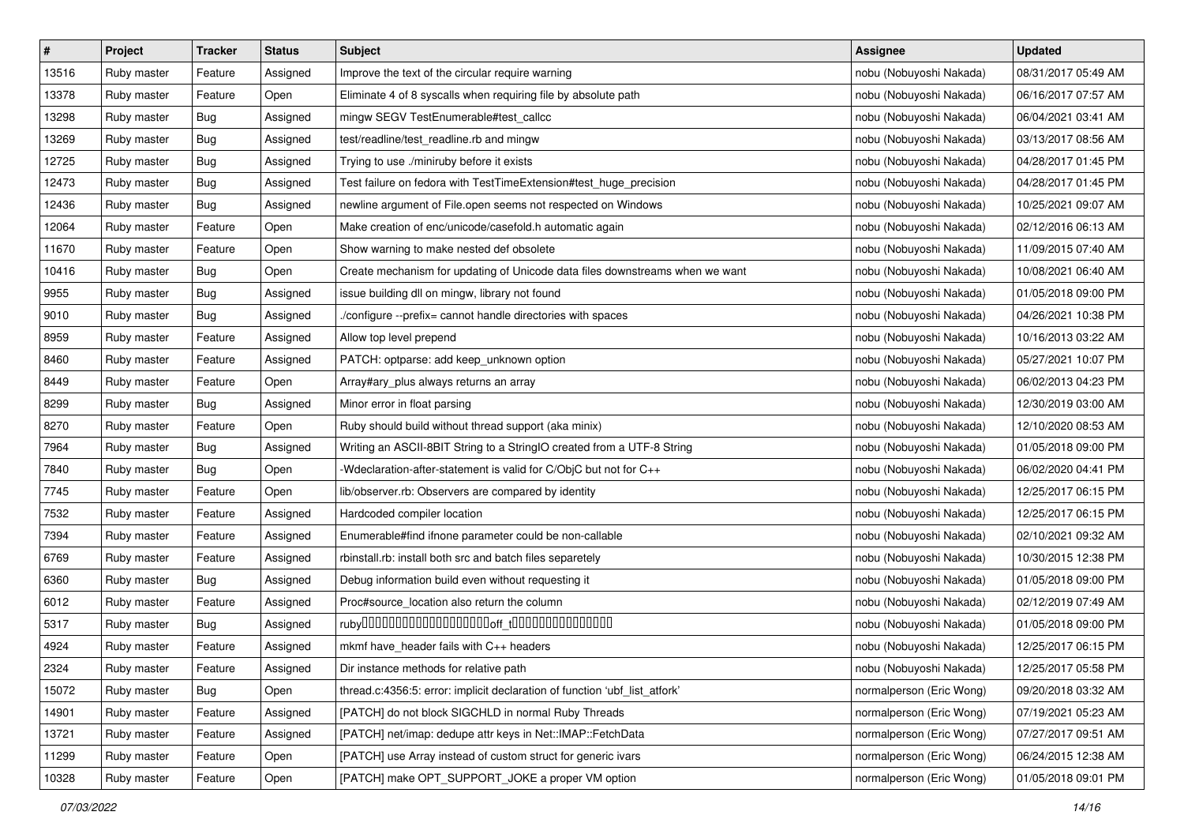| # | Project | Tracker | Status | Subject | Assignee | Updated |
| --- | --- | --- | --- | --- | --- | --- |
| 13516 | Ruby master | Feature | Assigned | Improve the text of the circular require warning | nobu (Nobuyoshi Nakada) | 08/31/2017 05:49 AM |
| 13378 | Ruby master | Feature | Open | Eliminate 4 of 8 syscalls when requiring file by absolute path | nobu (Nobuyoshi Nakada) | 06/16/2017 07:57 AM |
| 13298 | Ruby master | Bug | Assigned | mingw SEGV TestEnumerable#test_callcc | nobu (Nobuyoshi Nakada) | 06/04/2021 03:41 AM |
| 13269 | Ruby master | Bug | Assigned | test/readline/test_readline.rb and mingw | nobu (Nobuyoshi Nakada) | 03/13/2017 08:56 AM |
| 12725 | Ruby master | Bug | Assigned | Trying to use ./miniruby before it exists | nobu (Nobuyoshi Nakada) | 04/28/2017 01:45 PM |
| 12473 | Ruby master | Bug | Assigned | Test failure on fedora with TestTimeExtension#test_huge_precision | nobu (Nobuyoshi Nakada) | 04/28/2017 01:45 PM |
| 12436 | Ruby master | Bug | Assigned | newline argument of File.open seems not respected on Windows | nobu (Nobuyoshi Nakada) | 10/25/2021 09:07 AM |
| 12064 | Ruby master | Feature | Open | Make creation of enc/unicode/casefold.h automatic again | nobu (Nobuyoshi Nakada) | 02/12/2016 06:13 AM |
| 11670 | Ruby master | Feature | Open | Show warning to make nested def obsolete | nobu (Nobuyoshi Nakada) | 11/09/2015 07:40 AM |
| 10416 | Ruby master | Bug | Open | Create mechanism for updating of Unicode data files downstreams when we want | nobu (Nobuyoshi Nakada) | 10/08/2021 06:40 AM |
| 9955 | Ruby master | Bug | Assigned | issue building dll on mingw, library not found | nobu (Nobuyoshi Nakada) | 01/05/2018 09:00 PM |
| 9010 | Ruby master | Bug | Assigned | ./configure --prefix= cannot handle directories with spaces | nobu (Nobuyoshi Nakada) | 04/26/2021 10:38 PM |
| 8959 | Ruby master | Feature | Assigned | Allow top level prepend | nobu (Nobuyoshi Nakada) | 10/16/2013 03:22 AM |
| 8460 | Ruby master | Feature | Assigned | PATCH: optparse: add keep_unknown option | nobu (Nobuyoshi Nakada) | 05/27/2021 10:07 PM |
| 8449 | Ruby master | Feature | Open | Array#ary_plus always returns an array | nobu (Nobuyoshi Nakada) | 06/02/2013 04:23 PM |
| 8299 | Ruby master | Bug | Assigned | Minor error in float parsing | nobu (Nobuyoshi Nakada) | 12/30/2019 03:00 AM |
| 8270 | Ruby master | Feature | Open | Ruby should build without thread support (aka minix) | nobu (Nobuyoshi Nakada) | 12/10/2020 08:53 AM |
| 7964 | Ruby master | Bug | Assigned | Writing an ASCII-8BIT String to a StringIO created from a UTF-8 String | nobu (Nobuyoshi Nakada) | 01/05/2018 09:00 PM |
| 7840 | Ruby master | Bug | Open | -Wdeclaration-after-statement is valid for C/ObjC but not for C++ | nobu (Nobuyoshi Nakada) | 06/02/2020 04:41 PM |
| 7745 | Ruby master | Feature | Open | lib/observer.rb: Observers are compared by identity | nobu (Nobuyoshi Nakada) | 12/25/2017 06:15 PM |
| 7532 | Ruby master | Feature | Assigned | Hardcoded compiler location | nobu (Nobuyoshi Nakada) | 12/25/2017 06:15 PM |
| 7394 | Ruby master | Feature | Assigned | Enumerable#find ifnone parameter could be non-callable | nobu (Nobuyoshi Nakada) | 02/10/2021 09:32 AM |
| 6769 | Ruby master | Feature | Assigned | rbinstall.rb: install both src and batch files separetely | nobu (Nobuyoshi Nakada) | 10/30/2015 12:38 PM |
| 6360 | Ruby master | Bug | Assigned | Debug information build even without requesting it | nobu (Nobuyoshi Nakada) | 01/05/2018 09:00 PM |
| 6012 | Ruby master | Feature | Assigned | Proc#source_location also return the column | nobu (Nobuyoshi Nakada) | 02/12/2019 07:49 AM |
| 5317 | Ruby master | Bug | Assigned | ruby�������������������off_t��������������� | nobu (Nobuyoshi Nakada) | 01/05/2018 09:00 PM |
| 4924 | Ruby master | Feature | Assigned | mkmf have_header fails with C++ headers | nobu (Nobuyoshi Nakada) | 12/25/2017 06:15 PM |
| 2324 | Ruby master | Feature | Assigned | Dir instance methods for relative path | nobu (Nobuyoshi Nakada) | 12/25/2017 05:58 PM |
| 15072 | Ruby master | Bug | Open | thread.c:4356:5: error: implicit declaration of function 'ubf_list_atfork' | normalperson (Eric Wong) | 09/20/2018 03:32 AM |
| 14901 | Ruby master | Feature | Assigned | [PATCH] do not block SIGCHLD in normal Ruby Threads | normalperson (Eric Wong) | 07/19/2021 05:23 AM |
| 13721 | Ruby master | Feature | Assigned | [PATCH] net/imap: dedupe attr keys in Net::IMAP::FetchData | normalperson (Eric Wong) | 07/27/2017 09:51 AM |
| 11299 | Ruby master | Feature | Open | [PATCH] use Array instead of custom struct for generic ivars | normalperson (Eric Wong) | 06/24/2015 12:38 AM |
| 10328 | Ruby master | Feature | Open | [PATCH] make OPT_SUPPORT_JOKE a proper VM option | normalperson (Eric Wong) | 01/05/2018 09:01 PM |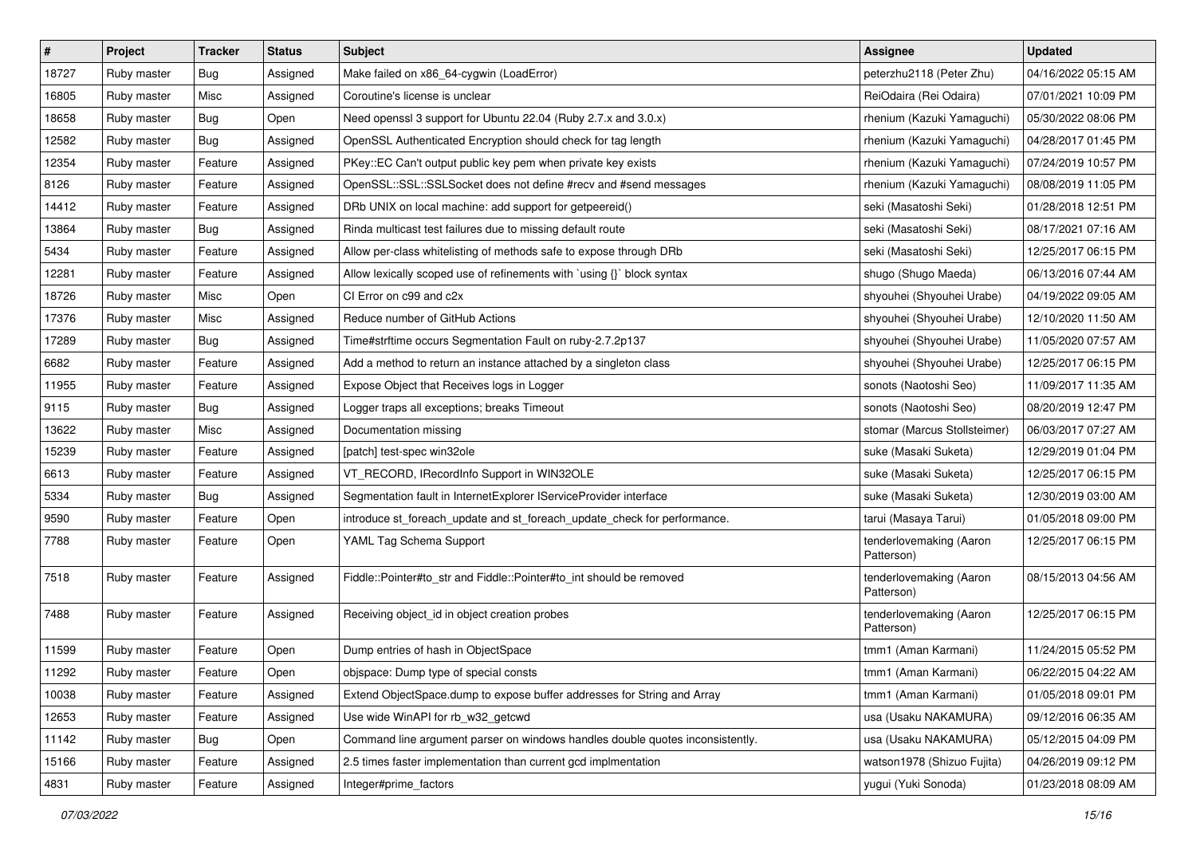| # | Project | Tracker | Status | Subject | Assignee | Updated |
|---|---|---|---|---|---|---|
| 18727 | Ruby master | Bug | Assigned | Make failed on x86_64-cygwin (LoadError) | peterzhu2118 (Peter Zhu) | 04/16/2022 05:15 AM |
| 16805 | Ruby master | Misc | Assigned | Coroutine's license is unclear | ReiOdaira (Rei Odaira) | 07/01/2021 10:09 PM |
| 18658 | Ruby master | Bug | Open | Need openssl 3 support for Ubuntu 22.04 (Ruby 2.7.x and 3.0.x) | rhenium (Kazuki Yamaguchi) | 05/30/2022 08:06 PM |
| 12582 | Ruby master | Bug | Assigned | OpenSSL Authenticated Encryption should check for tag length | rhenium (Kazuki Yamaguchi) | 04/28/2017 01:45 PM |
| 12354 | Ruby master | Feature | Assigned | PKey::EC Can't output public key pem when private key exists | rhenium (Kazuki Yamaguchi) | 07/24/2019 10:57 PM |
| 8126 | Ruby master | Feature | Assigned | OpenSSL::SSL::SSLSocket does not define #recv and #send messages | rhenium (Kazuki Yamaguchi) | 08/08/2019 11:05 PM |
| 14412 | Ruby master | Feature | Assigned | DRb UNIX on local machine: add support for getpeereid() | seki (Masatoshi Seki) | 01/28/2018 12:51 PM |
| 13864 | Ruby master | Bug | Assigned | Rinda multicast test failures due to missing default route | seki (Masatoshi Seki) | 08/17/2021 07:16 AM |
| 5434 | Ruby master | Feature | Assigned | Allow per-class whitelisting of methods safe to expose through DRb | seki (Masatoshi Seki) | 12/25/2017 06:15 PM |
| 12281 | Ruby master | Feature | Assigned | Allow lexically scoped use of refinements with `using {}` block syntax | shugo (Shugo Maeda) | 06/13/2016 07:44 AM |
| 18726 | Ruby master | Misc | Open | CI Error on c99 and c2x | shyouhei (Shyouhei Urabe) | 04/19/2022 09:05 AM |
| 17376 | Ruby master | Misc | Assigned | Reduce number of GitHub Actions | shyouhei (Shyouhei Urabe) | 12/10/2020 11:50 AM |
| 17289 | Ruby master | Bug | Assigned | Time#strftime occurs Segmentation Fault on ruby-2.7.2p137 | shyouhei (Shyouhei Urabe) | 11/05/2020 07:57 AM |
| 6682 | Ruby master | Feature | Assigned | Add a method to return an instance attached by a singleton class | shyouhei (Shyouhei Urabe) | 12/25/2017 06:15 PM |
| 11955 | Ruby master | Feature | Assigned | Expose Object that Receives logs in Logger | sonots (Naotoshi Seo) | 11/09/2017 11:35 AM |
| 9115 | Ruby master | Bug | Assigned | Logger traps all exceptions; breaks Timeout | sonots (Naotoshi Seo) | 08/20/2019 12:47 PM |
| 13622 | Ruby master | Misc | Assigned | Documentation missing | stomar (Marcus Stollsteimer) | 06/03/2017 07:27 AM |
| 15239 | Ruby master | Feature | Assigned | [patch] test-spec win32ole | suke (Masaki Suketa) | 12/29/2019 01:04 PM |
| 6613 | Ruby master | Feature | Assigned | VT_RECORD, IRecordInfo Support in WIN32OLE | suke (Masaki Suketa) | 12/25/2017 06:15 PM |
| 5334 | Ruby master | Bug | Assigned | Segmentation fault in InternetExplorer IServiceProvider interface | suke (Masaki Suketa) | 12/30/2019 03:00 AM |
| 9590 | Ruby master | Feature | Open | introduce st_foreach_update and st_foreach_update_check for performance. | tarui (Masaya Tarui) | 01/05/2018 09:00 PM |
| 7788 | Ruby master | Feature | Open | YAML Tag Schema Support | tenderlovemaking (Aaron Patterson) | 12/25/2017 06:15 PM |
| 7518 | Ruby master | Feature | Assigned | Fiddle::Pointer#to_str and Fiddle::Pointer#to_int should be removed | tenderlovemaking (Aaron Patterson) | 08/15/2013 04:56 AM |
| 7488 | Ruby master | Feature | Assigned | Receiving object_id in object creation probes | tenderlovemaking (Aaron Patterson) | 12/25/2017 06:15 PM |
| 11599 | Ruby master | Feature | Open | Dump entries of hash in ObjectSpace | tmm1 (Aman Karmani) | 11/24/2015 05:52 PM |
| 11292 | Ruby master | Feature | Open | objspace: Dump type of special consts | tmm1 (Aman Karmani) | 06/22/2015 04:22 AM |
| 10038 | Ruby master | Feature | Assigned | Extend ObjectSpace.dump to expose buffer addresses for String and Array | tmm1 (Aman Karmani) | 01/05/2018 09:01 PM |
| 12653 | Ruby master | Feature | Assigned | Use wide WinAPI for rb_w32_getcwd | usa (Usaku NAKAMURA) | 09/12/2016 06:35 AM |
| 11142 | Ruby master | Bug | Open | Command line argument parser on windows handles double quotes inconsistently. | usa (Usaku NAKAMURA) | 05/12/2015 04:09 PM |
| 15166 | Ruby master | Feature | Assigned | 2.5 times faster implementation than current gcd implmentation | watson1978 (Shizuo Fujita) | 04/26/2019 09:12 PM |
| 4831 | Ruby master | Feature | Assigned | Integer#prime_factors | yugui (Yuki Sonoda) | 01/23/2018 08:09 AM |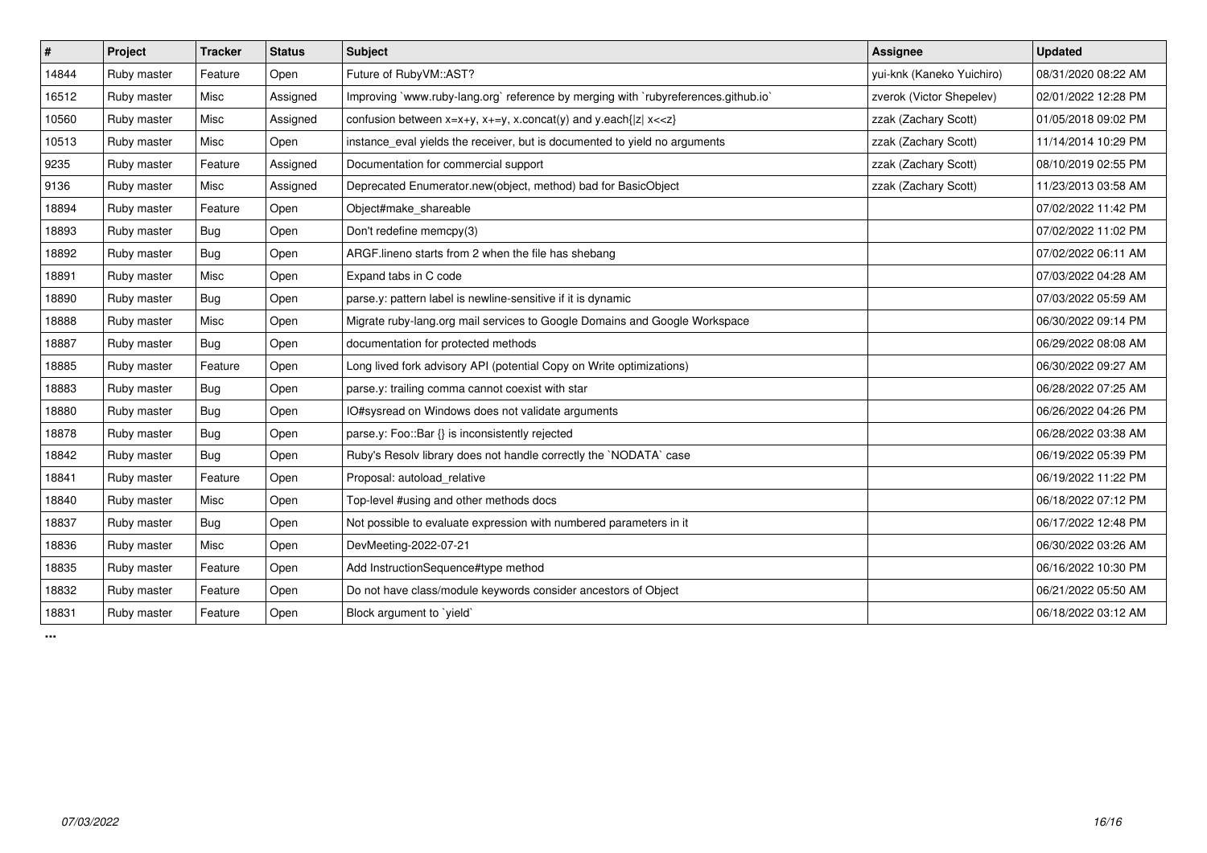| # | Project | Tracker | Status | Subject | Assignee | Updated |
|---|---|---|---|---|---|---|
| 14844 | Ruby master | Feature | Open | Future of RubyVM::AST? | yui-knk (Kaneko Yuichiro) | 08/31/2020 08:22 AM |
| 16512 | Ruby master | Misc | Assigned | Improving `www.ruby-lang.org` reference by merging with `rubyreferences.github.io` | zverok (Victor Shepelev) | 02/01/2022 12:28 PM |
| 10560 | Ruby master | Misc | Assigned | confusion between x=x+y, x+=y, x.concat(y) and y.each{\|z\| x<<z} | zzak (Zachary Scott) | 01/05/2018 09:02 PM |
| 10513 | Ruby master | Misc | Open | instance_eval yields the receiver, but is documented to yield no arguments | zzak (Zachary Scott) | 11/14/2014 10:29 PM |
| 9235 | Ruby master | Feature | Assigned | Documentation for commercial support | zzak (Zachary Scott) | 08/10/2019 02:55 PM |
| 9136 | Ruby master | Misc | Assigned | Deprecated Enumerator.new(object, method) bad for BasicObject | zzak (Zachary Scott) | 11/23/2013 03:58 AM |
| 18894 | Ruby master | Feature | Open | Object#make_shareable | | 07/02/2022 11:42 PM |
| 18893 | Ruby master | Bug | Open | Don't redefine memcpy(3) | | 07/02/2022 11:02 PM |
| 18892 | Ruby master | Bug | Open | ARGF.lineno starts from 2 when the file has shebang | | 07/02/2022 06:11 AM |
| 18891 | Ruby master | Misc | Open | Expand tabs in C code | | 07/03/2022 04:28 AM |
| 18890 | Ruby master | Bug | Open | parse.y: pattern label is newline-sensitive if it is dynamic | | 07/03/2022 05:59 AM |
| 18888 | Ruby master | Misc | Open | Migrate ruby-lang.org mail services to Google Domains and Google Workspace | | 06/30/2022 09:14 PM |
| 18887 | Ruby master | Bug | Open | documentation for protected methods | | 06/29/2022 08:08 AM |
| 18885 | Ruby master | Feature | Open | Long lived fork advisory API (potential Copy on Write optimizations) | | 06/30/2022 09:27 AM |
| 18883 | Ruby master | Bug | Open | parse.y: trailing comma cannot coexist with star | | 06/28/2022 07:25 AM |
| 18880 | Ruby master | Bug | Open | IO#sysread on Windows does not validate arguments | | 06/26/2022 04:26 PM |
| 18878 | Ruby master | Bug | Open | parse.y: Foo::Bar {} is inconsistently rejected | | 06/28/2022 03:38 AM |
| 18842 | Ruby master | Bug | Open | Ruby's Resolv library does not handle correctly the `NODATA` case | | 06/19/2022 05:39 PM |
| 18841 | Ruby master | Feature | Open | Proposal: autoload_relative | | 06/19/2022 11:22 PM |
| 18840 | Ruby master | Misc | Open | Top-level #using and other methods docs | | 06/18/2022 07:12 PM |
| 18837 | Ruby master | Bug | Open | Not possible to evaluate expression with numbered parameters in it | | 06/17/2022 12:48 PM |
| 18836 | Ruby master | Misc | Open | DevMeeting-2022-07-21 | | 06/30/2022 03:26 AM |
| 18835 | Ruby master | Feature | Open | Add InstructionSequence#type method | | 06/16/2022 10:30 PM |
| 18832 | Ruby master | Feature | Open | Do not have class/module keywords consider ancestors of Object | | 06/21/2022 05:50 AM |
| 18831 | Ruby master | Feature | Open | Block argument to `yield` | | 06/18/2022 03:12 AM |

...